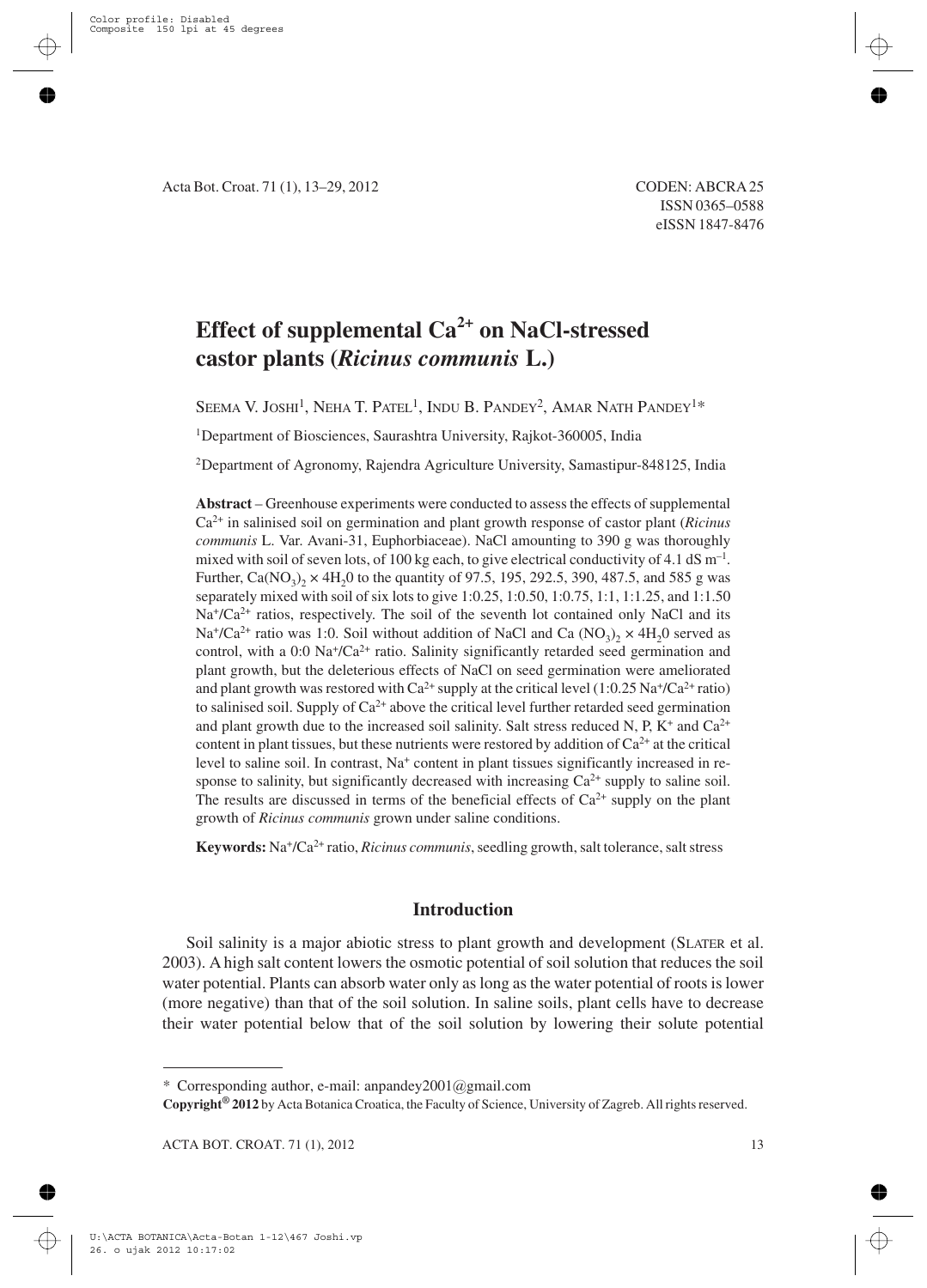CODEN: ABCRA 25
ISSN 0365–0588
eISSN 1847-8476

# Effect of supplemental $Ca^{2+}$ on NaCl-stressed castor plants (*Ricinus communis* L.)

SEEMA V. JOSHI[1], NEHA T. PATEL[1], INDU B. PANDEY[2], AMAR NATH PANDEY[1]*

[1] Department of Biosciences, Saurashtra University, Rajkot-360005, India

[2] Department of Agronomy, Rajendra Agriculture University, Samastipur-848125, India

**Abstract** – Greenhouse experiments were conducted to assess the effects of supplemental $Ca^{2+}$ in salinised soil on germination and plant growth response of castor plant (*Ricinus communis* L. Var. Avani-31, Euphorbiaceae). NaCl amounting to 390 g was thoroughly mixed with soil of seven lots, of 100 kg each, to give electrical conductivity of 4.1 dS $m^{-1}$. Further, $Ca(NO_3)_2 \times 4H_20$ to the quantity of 97.5, 195, 292.5, 390, 487.5, and 585 g was separately mixed with soil of six lots to give 1:0.25, 1:0.50, 1:0.75, 1:1, 1:1.25, and 1:1.50 $Na^+/Ca^{2+}$ ratios, respectively. The soil of the seventh lot contained only NaCl and its $Na^+/Ca^{2+}$ ratio was 1:0. Soil without addition of NaCl and Ca $(NO_3)_2 \times 4H_20$ served as control, with a 0:0 $Na^+/Ca^{2+}$ ratio. Salinity significantly retarded seed germination and plant growth, but the deleterious effects of NaCl on seed germination were ameliorated and plant growth was restored with $Ca^{2+}$ supply at the critical level (1:0.25 $Na^+/Ca^{2+}$ ratio) to salinised soil. Supply of $Ca^{2+}$ above the critical level further retarded seed germination and plant growth due to the increased soil salinity. Salt stress reduced N, P, $K^+$ and $Ca^{2+}$ content in plant tissues, but these nutrients were restored by addition of $Ca^{2+}$ at the critical level to saline soil. In contrast, $Na^+$ content in plant tissues significantly increased in response to salinity, but significantly decreased with increasing $Ca^{2+}$ supply to saline soil. The results are discussed in terms of the beneficial effects of $Ca^{2+}$ supply on the plant growth of *Ricinus communis* grown under saline conditions.

**Keywords:** $Na^+/Ca^{2+}$ ratio, *Ricinus communis*, seedling growth, salt tolerance, salt stress

## Introduction

Soil salinity is a major abiotic stress to plant growth and development (SLATER et al. 2003). A high salt content lowers the osmotic potential of soil solution that reduces the soil water potential. Plants can absorb water only as long as the water potential of roots is lower (more negative) than that of the soil solution. In saline soils, plant cells have to decrease their water potential below that of the soil solution by lowering their solute potential

\* Corresponding author, e-mail: anpandey2001@gmail.com

**Copyright® 2012** by Acta Botanica Croatica, the Faculty of Science, University of Zagreb. All rights reserved.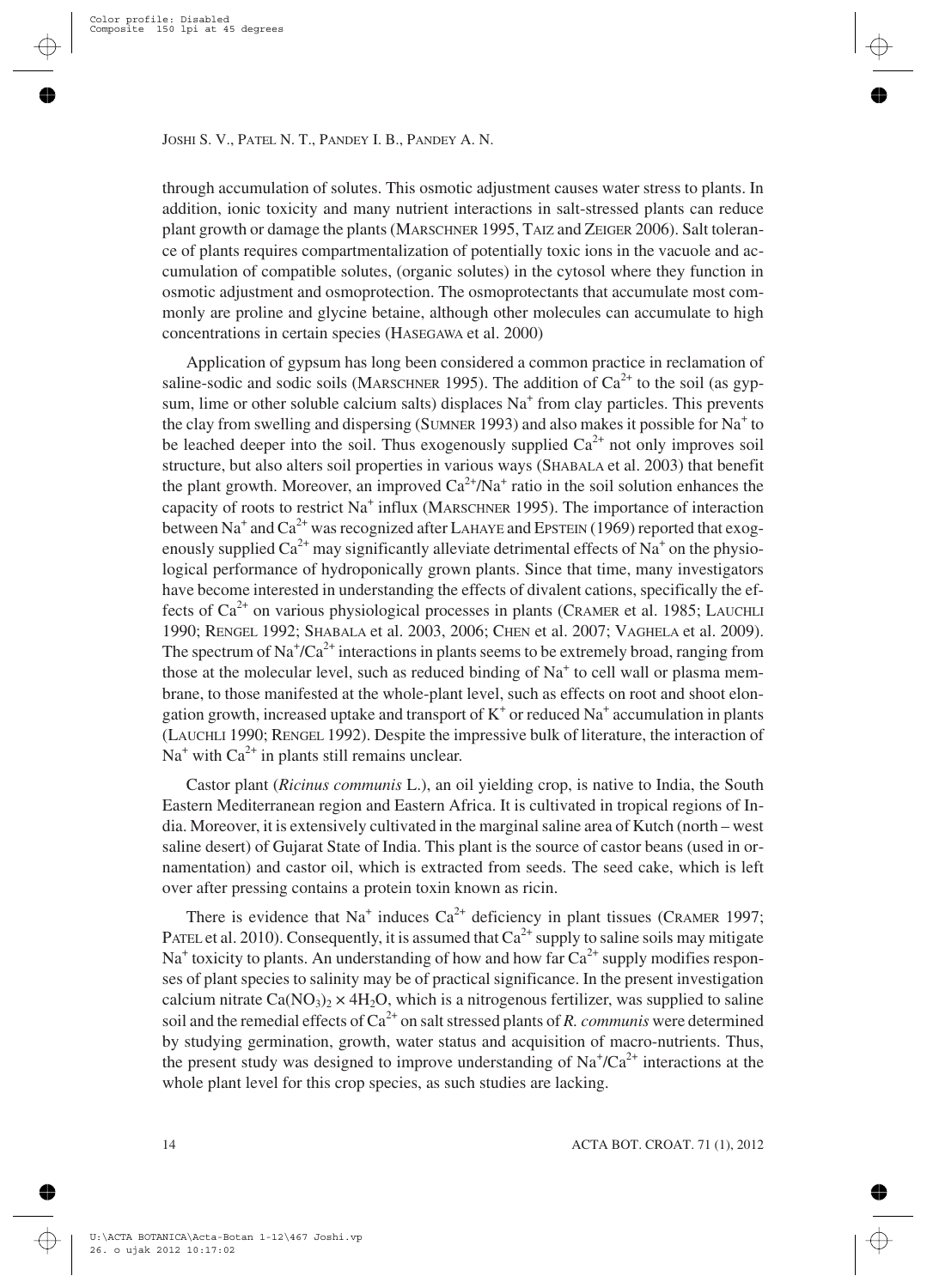through accumulation of solutes. This osmotic adjustment causes water stress to plants. In addition, ionic toxicity and many nutrient interactions in salt-stressed plants can reduce plant growth or damage the plants (MARSCHNER 1995, TAIZ and ZEIGER 2006). Salt tolerance of plants requires compartmentalization of potentially toxic ions in the vacuole and accumulation of compatible solutes, (organic solutes) in the cytosol where they function in osmotic adjustment and osmoprotection. The osmoprotectants that accumulate most commonly are proline and glycine betaine, although other molecules can accumulate to high concentrations in certain species (HASEGAWA et al. 2000)

Application of gypsum has long been considered a common practice in reclamation of saline-sodic and sodic soils (MARSCHNER 1995). The addition of $Ca^{2+}$ to the soil (as gypsum, lime or other soluble calcium salts) displaces $Na^+$ from clay particles. This prevents the clay from swelling and dispersing (SUMNER 1993) and also makes it possible for $Na^+$ to be leached deeper into the soil. Thus exogenously supplied $Ca^{2+}$ not only improves soil structure, but also alters soil properties in various ways (SHABALA et al. 2003) that benefit the plant growth. Moreover, an improved $Ca^{2+}/Na^+$ ratio in the soil solution enhances the capacity of roots to restrict $Na^+$ influx (MARSCHNER 1995). The importance of interaction between $Na^+$ and $Ca^{2+}$ was recognized after LAHAYE and EPSTEIN (1969) reported that exogenously supplied $Ca^{2+}$ may significantly alleviate detrimental effects of $Na^+$ on the physiological performance of hydroponically grown plants. Since that time, many investigators have become interested in understanding the effects of divalent cations, specifically the effects of $Ca^{2+}$ on various physiological processes in plants (CRAMER et al. 1985; LAUCHLI 1990; RENGEL 1992; SHABALA et al. 2003, 2006; CHEN et al. 2007; VAGHELA et al. 2009). The spectrum of $Na^+/Ca^{2+}$ interactions in plants seems to be extremely broad, ranging from those at the molecular level, such as reduced binding of $Na^+$ to cell wall or plasma membrane, to those manifested at the whole-plant level, such as effects on root and shoot elongation growth, increased uptake and transport of $K^+$ or reduced $Na^+$ accumulation in plants (LAUCHLI 1990; RENGEL 1992). Despite the impressive bulk of literature, the interaction of $Na^+$ with $Ca^{2+}$ in plants still remains unclear.

Castor plant (*Ricinus communis* L.), an oil yielding crop, is native to India, the South Eastern Mediterranean region and Eastern Africa. It is cultivated in tropical regions of India. Moreover, it is extensively cultivated in the marginal saline area of Kutch (north – west saline desert) of Gujarat State of India. This plant is the source of castor beans (used in ornamentation) and castor oil, which is extracted from seeds. The seed cake, which is left over after pressing contains a protein toxin known as ricin.

There is evidence that $Na^+$ induces $Ca^{2+}$ deficiency in plant tissues (CRAMER 1997; PATEL et al. 2010). Consequently, it is assumed that $Ca^{2+}$ supply to saline soils may mitigate $Na^+$ toxicity to plants. An understanding of how and how far $Ca^{2+}$ supply modifies responses of plant species to salinity may be of practical significance. In the present investigation calcium nitrate $Ca(NO_3)_2 \times 4H_2O$, which is a nitrogenous fertilizer, was supplied to saline soil and the remedial effects of $Ca^{2+}$ on salt stressed plants of *R. communis* were determined by studying germination, growth, water status and acquisition of macro-nutrients. Thus, the present study was designed to improve understanding of $Na^+/Ca^{2+}$ interactions at the whole plant level for this crop species, as such studies are lacking.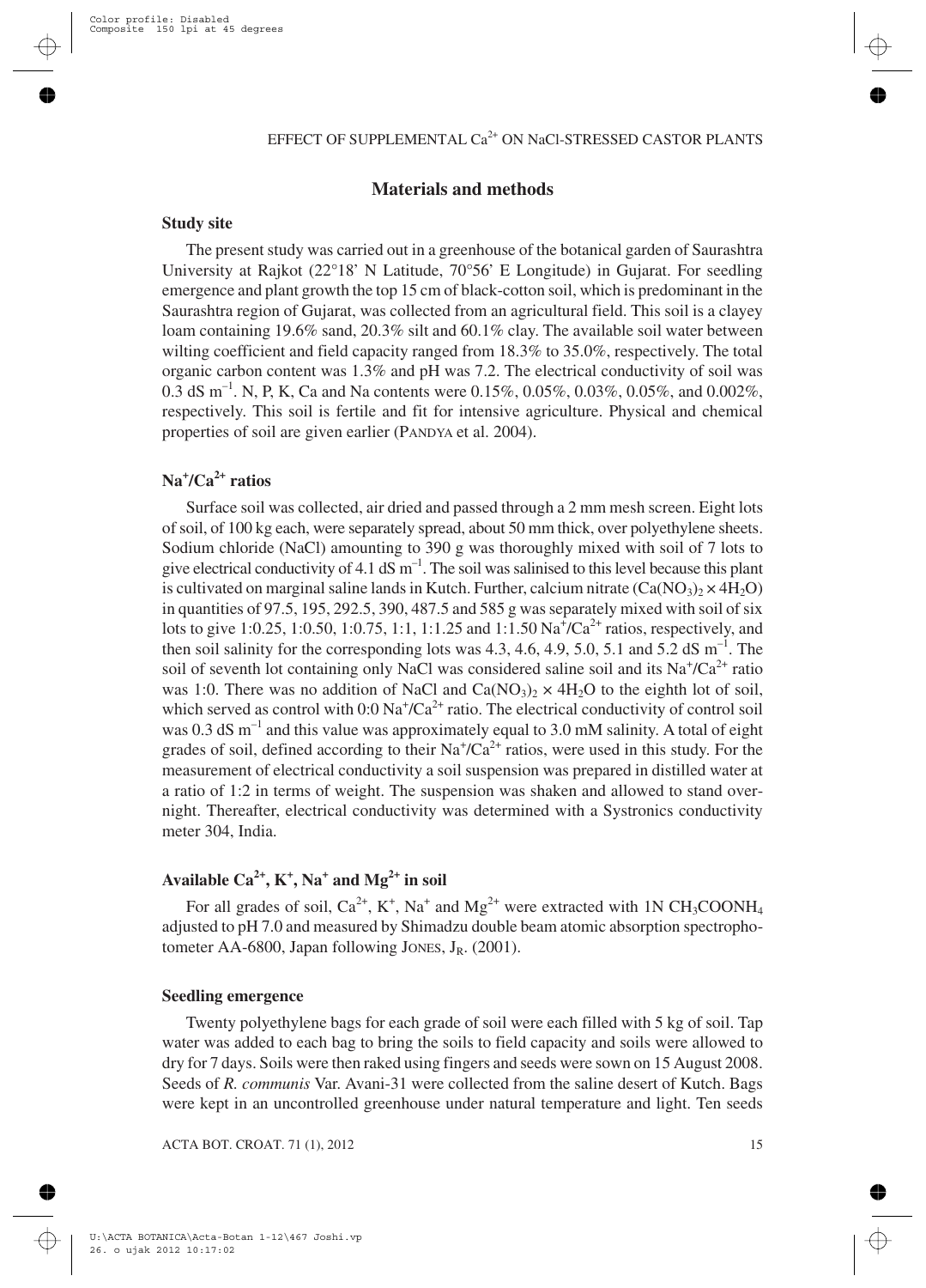## Materials and methods

### Study site

The present study was carried out in a greenhouse of the botanical garden of Saurashtra University at Rajkot (22°18' N Latitude, 70°56' E Longitude) in Gujarat. For seedling emergence and plant growth the top 15 cm of black-cotton soil, which is predominant in the Saurashtra region of Gujarat, was collected from an agricultural field. This soil is a clayey loam containing 19.6% sand, 20.3% silt and 60.1% clay. The available soil water between wilting coefficient and field capacity ranged from 18.3% to 35.0%, respectively. The total organic carbon content was 1.3% and pH was 7.2. The electrical conductivity of soil was 0.3 dS $m^{-1}$. N, P, K, Ca and Na contents were 0.15%, 0.05%, 0.03%, 0.05%, and 0.002%, respectively. This soil is fertile and fit for intensive agriculture. Physical and chemical properties of soil are given earlier (Pandya et al. 2004).

### $Na^+/Ca^{2+}$ ratios

Surface soil was collected, air dried and passed through a 2 mm mesh screen. Eight lots of soil, of 100 kg each, were separately spread, about 50 mm thick, over polyethylene sheets. Sodium chloride (NaCl) amounting to 390 g was thoroughly mixed with soil of 7 lots to give electrical conductivity of 4.1 dS $m^{-1}$. The soil was salinised to this level because this plant is cultivated on marginal saline lands in Kutch. Further, calcium nitrate ($Ca(NO_3)_2 \times 4H_2O$) in quantities of 97.5, 195, 292.5, 390, 487.5 and 585 g was separately mixed with soil of six lots to give 1:0.25, 1:0.50, 1:0.75, 1:1, 1:1.25 and 1:1.50 $Na^+/Ca^{2+}$ ratios, respectively, and then soil salinity for the corresponding lots was 4.3, 4.6, 4.9, 5.0, 5.1 and 5.2 dS $m^{-1}$. The soil of seventh lot containing only NaCl was considered saline soil and its $Na^+/Ca^{2+}$ ratio was 1:0. There was no addition of NaCl and $Ca(NO_3)_2 \times 4H_2O$ to the eighth lot of soil, which served as control with 0:0 $Na^+/Ca^{2+}$ ratio. The electrical conductivity of control soil was 0.3 dS $m^{-1}$ and this value was approximately equal to 3.0 mM salinity. A total of eight grades of soil, defined according to their $Na^+/Ca^{2+}$ ratios, were used in this study. For the measurement of electrical conductivity a soil suspension was prepared in distilled water at a ratio of 1:2 in terms of weight. The suspension was shaken and allowed to stand overnight. Thereafter, electrical conductivity was determined with a Systronics conductivity meter 304, India.

### Available $Ca^{2+}$, $K^+$, $Na^+$ and $Mg^{2+}$ in soil

For all grades of soil, $Ca^{2+}$, $K^+$, $Na^+$ and $Mg^{2+}$ were extracted with 1N $CH_3COONH_4$ adjusted to pH 7.0 and measured by Shimadzu double beam atomic absorption spectrophotometer AA-6800, Japan following Jones, $J_R$. (2001).

### Seedling emergence

Twenty polyethylene bags for each grade of soil were each filled with 5 kg of soil. Tap water was added to each bag to bring the soils to field capacity and soils were allowed to dry for 7 days. Soils were then raked using fingers and seeds were sown on 15 August 2008. Seeds of *R. communis* Var. Avani-31 were collected from the saline desert of Kutch. Bags were kept in an uncontrolled greenhouse under natural temperature and light. Ten seeds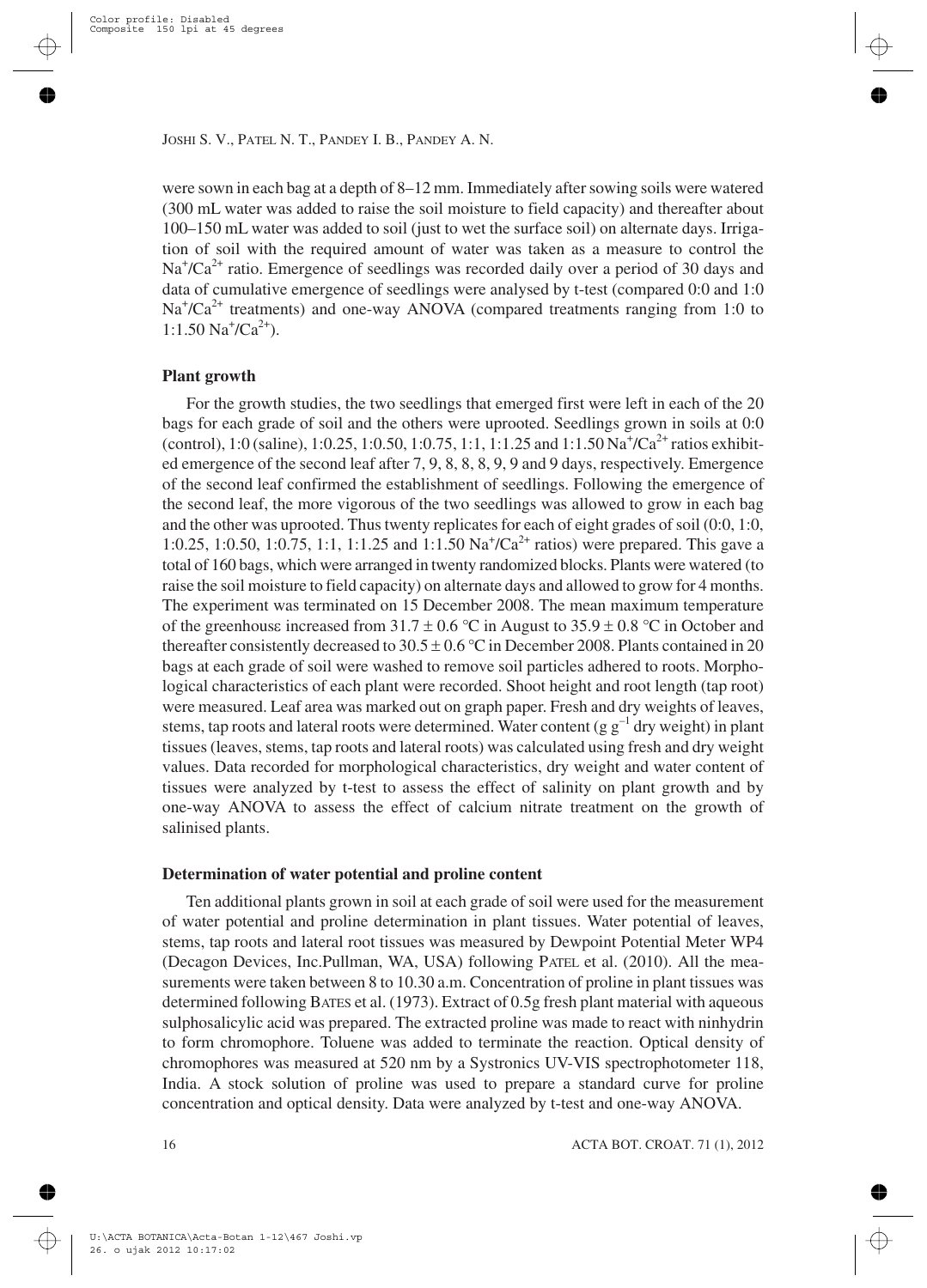were sown in each bag at a depth of 8–12 mm. Immediately after sowing soils were watered (300 mL water was added to raise the soil moisture to field capacity) and thereafter about 100–150 mL water was added to soil (just to wet the surface soil) on alternate days. Irrigation of soil with the required amount of water was taken as a measure to control the $Na^+/Ca^{2+}$ ratio. Emergence of seedlings was recorded daily over a period of 30 days and data of cumulative emergence of seedlings were analysed by t-test (compared 0:0 and 1:0 $Na^+/Ca^{2+}$ treatments) and one-way ANOVA (compared treatments ranging from 1:0 to 1:1.50 $Na^+/Ca^{2+}$).

### Plant growth

For the growth studies, the two seedlings that emerged first were left in each of the 20 bags for each grade of soil and the others were uprooted. Seedlings grown in soils at 0:0 (control), 1:0 (saline), 1:0.25, 1:0.50, 1:0.75, 1:1, 1:1.25 and 1:1.50 $Na^+/Ca^{2+}$ ratios exhibited emergence of the second leaf after 7, 9, 8, 8, 8, 9, 9 and 9 days, respectively. Emergence of the second leaf confirmed the establishment of seedlings. Following the emergence of the second leaf, the more vigorous of the two seedlings was allowed to grow in each bag and the other was uprooted. Thus twenty replicates for each of eight grades of soil (0:0, 1:0, 1:0.25, 1:0.50, 1:0.75, 1:1, 1:1.25 and 1:1.50 $Na^+/Ca^{2+}$ ratios) were prepared. This gave a total of 160 bags, which were arranged in twenty randomized blocks. Plants were watered (to raise the soil moisture to field capacity) on alternate days and allowed to grow for 4 months. The experiment was terminated on 15 December 2008. The mean maximum temperature of the greenhouse increased from 31.7 ± 0.6 °C in August to 35.9 ± 0.8 °C in October and thereafter consistently decreased to 30.5 ± 0.6 °C in December 2008. Plants contained in 20 bags at each grade of soil were washed to remove soil particles adhered to roots. Morphological characteristics of each plant were recorded. Shoot height and root length (tap root) were measured. Leaf area was marked out on graph paper. Fresh and dry weights of leaves, stems, tap roots and lateral roots were determined. Water content (g $g^{-1}$ dry weight) in plant tissues (leaves, stems, tap roots and lateral roots) was calculated using fresh and dry weight values. Data recorded for morphological characteristics, dry weight and water content of tissues were analyzed by t-test to assess the effect of salinity on plant growth and by one-way ANOVA to assess the effect of calcium nitrate treatment on the growth of salinised plants.

### Determination of water potential and proline content

Ten additional plants grown in soil at each grade of soil were used for the measurement of water potential and proline determination in plant tissues. Water potential of leaves, stems, tap roots and lateral root tissues was measured by Dewpoint Potential Meter WP4 (Decagon Devices, Inc.Pullman, WA, USA) following PATEL et al. (2010). All the measurements were taken between 8 to 10.30 a.m. Concentration of proline in plant tissues was determined following BATES et al. (1973). Extract of 0.5g fresh plant material with aqueous sulphosalicylic acid was prepared. The extracted proline was made to react with ninhydrin to form chromophore. Toluene was added to terminate the reaction. Optical density of chromophores was measured at 520 nm by a Systronics UV-VIS spectrophotometer 118, India. A stock solution of proline was used to prepare a standard curve for proline concentration and optical density. Data were analyzed by t-test and one-way ANOVA.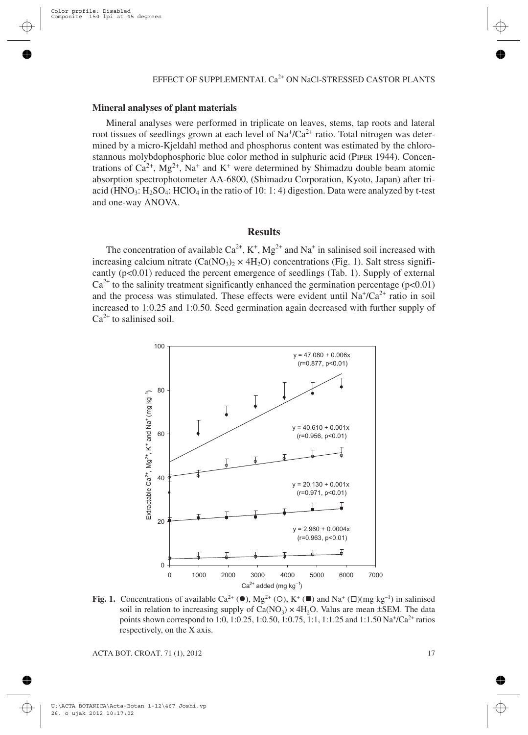### Mineral analyses of plant materials

Mineral analyses were performed in triplicate on leaves, stems, tap roots and lateral root tissues of seedlings grown at each level of $Na^+/Ca^{2+}$ ratio. Total nitrogen was determined by a micro-Kjeldahl method and phosphorus content was estimated by the chlorostannous molybdophosphoric blue color method in sulphuric acid (PIPER 1944). Concentrations of $Ca^{2+}$, $Mg^{2+}$, $Na^+$ and $K^+$ were determined by Shimadzu double beam atomic absorption spectrophotometer AA-6800, (Shimadzu Corporation, Kyoto, Japan) after tri-acid ($HNO_3$: $H_2SO_4$: $HClO_4$ in the ratio of 10: 1: 4) digestion. Data were analyzed by t-test and one-way ANOVA.

## Results

The concentration of available $Ca^{2+}$, $K^+$, $Mg^{2+}$ and $Na^+$ in salinised soil increased with increasing calcium nitrate ($Ca(NO_3)_2 \times 4H_2O$) concentrations (Fig. 1). Salt stress significantly ($p<0.01$) reduced the percent emergence of seedlings (Tab. 1). Supply of external $Ca^{2+}$ to the salinity treatment significantly enhanced the germination percentage ($p<0.01$) and the process was stimulated. These effects were evident until $Na^+/Ca^{2+}$ ratio in soil increased to 1:0.25 and 1:0.50. Seed germination again decreased with further supply of $Ca^{2+}$ to salinised soil.

**Fig. 1.** Concentrations of available $Ca^{2+}$ (●), $Mg^{2+}$ (○), $K^+$ (■) and $Na^+$ (□)(mg kg$^{-1}$) in salinised soil in relation to increasing supply of $Ca(NO_3) \times 4H_2O$. Valus are mean ±SEM. The data points shown correspond to 1:0, 1:0.25, 1:0.50, 1:0.75, 1:1, 1:1.25 and 1:1.50 $Na^+/Ca^{2+}$ ratios respectively, on the X axis.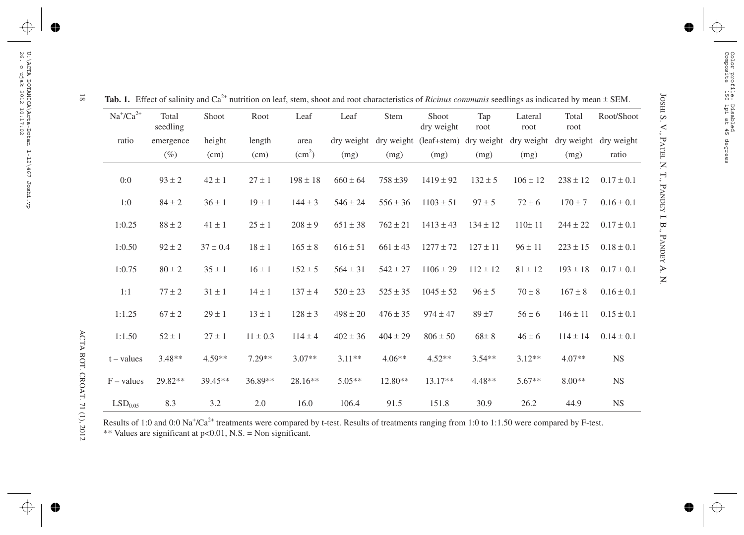**Tab. 1.** Effect of salinity and $Ca^{2+}$ nutrition on leaf, stem, shoot and root characteristics of *Ricinus communis* seedlings as indicated by mean ± SEM.

| $Na^+/Ca^{2+}$ ratio | Total seedling emergence (%) | Shoot height (cm) | Root length (cm) | Leaf area ($cm^2$) | Leaf dry weight (mg) | Stem dry weight (mg) | Shoot dry weight (leaf+stem) (mg) | Tap root dry weight (mg) | Lateral root dry weight (mg) | Total root dry weight (mg) | Root/Shoot dry weight ratio |
|---|---|---|---|---|---|---|---|---|---|---|---|
| 0:0 | 93 ± 2 | 42 ± 1 | 27 ± 1 | 198 ± 18 | 660 ± 64 | 758 ±39 | 1419 ± 92 | 132 ± 5 | 106 ± 12 | 238 ± 12 | 0.17 ± 0.1 |
| 1:0 | 84 ± 2 | 36 ± 1 | 19 ± 1 | 144 ± 3 | 546 ± 24 | 556 ± 36 | 1103 ± 51 | 97 ± 5 | 72 ± 6 | 170 ± 7 | 0.16 ± 0.1 |
| 1:0.25 | 88 ± 2 | 41 ± 1 | 25 ± 1 | 208 ± 9 | 651 ± 38 | 762 ± 21 | 1413 ± 43 | 134 ± 12 | 110± 11 | 244 ± 22 | 0.17 ± 0.1 |
| 1:0.50 | 92 ± 2 | 37 ± 0.4 | 18 ± 1 | 165 ± 8 | 616 ± 51 | 661 ± 43 | 1277 ± 72 | 127 ± 11 | 96 ± 11 | 223 ± 15 | 0.18 ± 0.1 |
| 1:0.75 | 80 ± 2 | 35 ± 1 | 16 ± 1 | 152 ± 5 | 564 ± 31 | 542 ± 27 | 1106 ± 29 | 112 ± 12 | 81 ± 12 | 193 ± 18 | 0.17 ± 0.1 |
| 1:1 | 77 ± 2 | 31 ± 1 | 14 ± 1 | 137 ± 4 | 520 ± 23 | 525 ± 35 | 1045 ± 52 | 96 ± 5 | 70 ± 8 | 167 ± 8 | 0.16 ± 0.1 |
| 1:1.25 | 67 ± 2 | 29 ± 1 | 13 ± 1 | 128 ± 3 | 498 ± 20 | 476 ± 35 | 974 ± 47 | 89 ±7 | 56 ± 6 | 146 ± 11 | 0.15 ± 0.1 |
| 1:1.50 | 52 ± 1 | 27 ± 1 | 11 ± 0.3 | 114 ± 4 | 402 ± 36 | 404 ± 29 | 806 ± 50 | 68± 8 | 46 ± 6 | 114 ± 14 | 0.14 ± 0.1 |
| t – values | 3.48** | 4.59** | 7.29** | 3.07** | 3.11** | 4.06** | 4.52** | 3.54** | 3.12** | 4.07** | NS |
| F – values | 29.82** | 39.45** | 36.89** | 28.16** | 5.05** | 12.80** | 13.17** | 4.48** | 5.67** | 8.00** | NS |
| $LSD_{0.05}$ | 8.3 | 3.2 | 2.0 | 16.0 | 106.4 | 91.5 | 151.8 | 30.9 | 26.2 | 44.9 | NS |

Results of 1:0 and 0:0 $Na^+/Ca^{2+}$ treatments were compared by t-test. Results of treatments ranging from 1:0 to 1:1.50 were compared by F-test.
** Values are significant at $p<0.01$, N.S. = Non significant.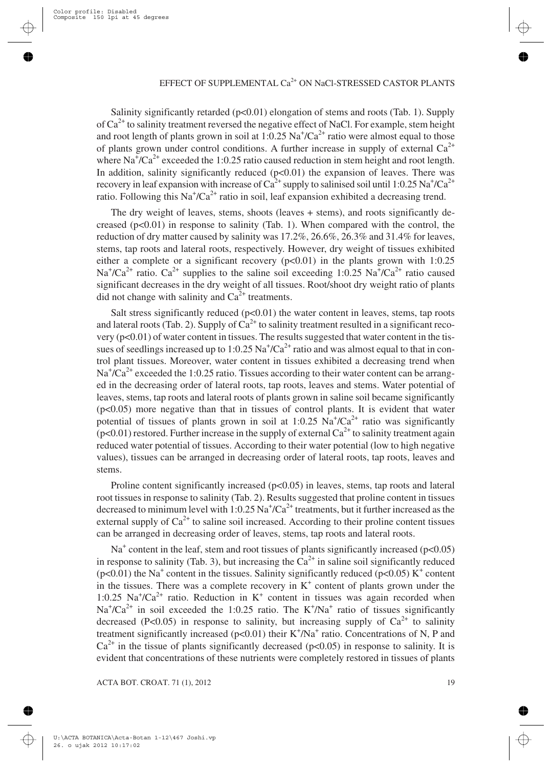Salinity significantly retarded ($p<0.01$) elongation of stems and roots (Tab. 1). Supply of $Ca^{2+}$ to salinity treatment reversed the negative effect of NaCl. For example, stem height and root length of plants grown in soil at 1:0.25 $Na^+/Ca^{2+}$ ratio were almost equal to those of plants grown under control conditions. A further increase in supply of external $Ca^{2+}$ where $Na^+/Ca^{2+}$ exceeded the 1:0.25 ratio caused reduction in stem height and root length. In addition, salinity significantly reduced ($p<0.01$) the expansion of leaves. There was recovery in leaf expansion with increase of $Ca^{2+}$ supply to salinised soil until 1:0.25 $Na^+/Ca^{2+}$ ratio. Following this $Na^+/Ca^{2+}$ ratio in soil, leaf expansion exhibited a decreasing trend.

The dry weight of leaves, stems, shoots (leaves + stems), and roots significantly decreased ($p<0.01$) in response to salinity (Tab. 1). When compared with the control, the reduction of dry matter caused by salinity was 17.2%, 26.6%, 26.3% and 31.4% for leaves, stems, tap roots and lateral roots, respectively. However, dry weight of tissues exhibited either a complete or a significant recovery ($p<0.01$) in the plants grown with 1:0.25 $Na^+/Ca^{2+}$ ratio. $Ca^{2+}$ supplies to the saline soil exceeding 1:0.25 $Na^+/Ca^{2+}$ ratio caused significant decreases in the dry weight of all tissues. Root/shoot dry weight ratio of plants did not change with salinity and $Ca^{2+}$ treatments.

Salt stress significantly reduced ($p<0.01$) the water content in leaves, stems, tap roots and lateral roots (Tab. 2). Supply of $Ca^{2+}$ to salinity treatment resulted in a significant recovery ($p<0.01$) of water content in tissues. The results suggested that water content in the tissues of seedlings increased up to 1:0.25 $Na^+/Ca^{2+}$ ratio and was almost equal to that in control plant tissues. Moreover, water content in tissues exhibited a decreasing trend when $Na^+/Ca^{2+}$ exceeded the 1:0.25 ratio. Tissues according to their water content can be arranged in the decreasing order of lateral roots, tap roots, leaves and stems. Water potential of leaves, stems, tap roots and lateral roots of plants grown in saline soil became significantly ($p<0.05$) more negative than that in tissues of control plants. It is evident that water potential of tissues of plants grown in soil at 1:0.25 $Na^+/Ca^{2+}$ ratio was significantly ($p<0.01$) restored. Further increase in the supply of external $Ca^{2+}$ to salinity treatment again reduced water potential of tissues. According to their water potential (low to high negative values), tissues can be arranged in decreasing order of lateral roots, tap roots, leaves and stems.

Proline content significantly increased ($p<0.05$) in leaves, stems, tap roots and lateral root tissues in response to salinity (Tab. 2). Results suggested that proline content in tissues decreased to minimum level with 1:0.25 $Na^+/Ca^{2+}$ treatments, but it further increased as the external supply of $Ca^{2+}$ to saline soil increased. According to their proline content tissues can be arranged in decreasing order of leaves, stems, tap roots and lateral roots.

$Na^+$ content in the leaf, stem and root tissues of plants significantly increased ($p<0.05$) in response to salinity (Tab. 3), but increasing the $Ca^{2+}$ in saline soil significantly reduced ($p<0.01$) the $Na^+$ content in the tissues. Salinity significantly reduced ($p<0.05$) $K^+$ content in the tissues. There was a complete recovery in $K^+$ content of plants grown under the 1:0.25 $Na^+/Ca^{2+}$ ratio. Reduction in $K^+$ content in tissues was again recorded when $Na^+/Ca^{2+}$ in soil exceeded the 1:0.25 ratio. The $K^+/Na^+$ ratio of tissues significantly decreased ($P<0.05$) in response to salinity, but increasing supply of $Ca^{2+}$ to salinity treatment significantly increased ($p<0.01$) their $K^+/Na^+$ ratio. Concentrations of N, P and $Ca^{2+}$ in the tissue of plants significantly decreased ($p<0.05$) in response to salinity. It is evident that concentrations of these nutrients were completely restored in tissues of plants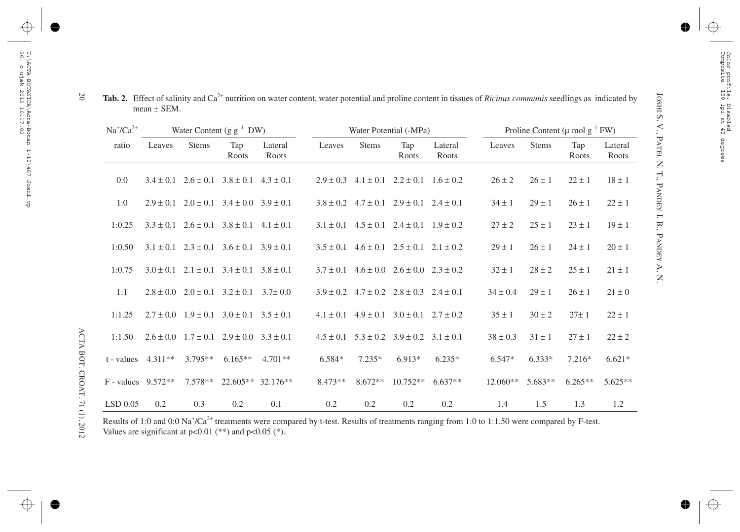**Tab. 2.** Effect of salinity and $Ca^{2+}$ nutrition on water content, water potential and proline content in tissues of *Ricinus communis* seedlings as indicated by mean ± SEM.

| $Na^+/Ca^{2+}$ ratio | Water Content ($g\ g^{-1}$ DW) | | | | Water Potential (-MPa) | | | | Proline Content ($\mu$ mol $g^{-1}$ FW) | | | |
|---|---|---|---|---|---|---|---|---|---|---|---|---|
| | Leaves | Stems | Tap Roots | Lateral Roots | Leaves | Stems | Tap Roots | Lateral Roots | Leaves | Stems | Tap Roots | Lateral Roots |
| 0:0 | 3.4 ± 0.1 | 2.6 ± 0.1 | 3.8 ± 0.1 | 4.3 ± 0.1 | 2.9 ± 0.3 | 4.1 ± 0.1 | 2.2 ± 0.1 | 1.6 ± 0.2 | 26 ± 2 | 26 ± 1 | 22 ± 1 | 18 ± 1 |
| 1:0 | 2.9 ± 0.1 | 2.0 ± 0.1 | 3.4 ± 0.0 | 3.9 ± 0.1 | 3.8 ± 0.2 | 4.7 ± 0.1 | 2.9 ± 0.1 | 2.4 ± 0.1 | 34 ± 1 | 29 ± 1 | 26 ± 1 | 22 ± 1 |
| 1:0.25 | 3.3 ± 0.1 | 2.6 ± 0.1 | 3.8 ± 0.1 | 4.1 ± 0.1 | 3.1 ± 0.1 | 4.5 ± 0.1 | 2.4 ± 0.1 | 1.9 ± 0.2 | 27 ± 2 | 25 ± 1 | 23 ± 1 | 19 ± 1 |
| 1:0.50 | 3.1 ± 0.1 | 2.3 ± 0.1 | 3.6 ± 0.1 | 3.9 ± 0.1 | 3.5 ± 0.1 | 4.6 ± 0.1 | 2.5 ± 0.1 | 2.1 ± 0.2 | 29 ± 1 | 26 ± 1 | 24 ± 1 | 20 ± 1 |
| 1:0.75 | 3.0 ± 0.1 | 2.1 ± 0.1 | 3.4 ± 0.1 | 3.8 ± 0.1 | 3.7 ± 0.1 | 4.6 ± 0.0 | 2.6 ± 0.0 | 2.3 ± 0.2 | 32 ± 1 | 28 ± 2 | 25 ± 1 | 21 ± 1 |
| 1:1 | 2.8 ± 0.0 | 2.0 ± 0.1 | 3.2 ± 0.1 | 3.7± 0.0 | 3.9 ± 0.2 | 4.7 ± 0.2 | 2.8 ± 0.3 | 2.4 ± 0.1 | 34 ± 0.4 | 29 ± 1 | 26 ± 1 | 21 ± 0 |
| 1:1.25 | 2.7 ± 0.0 | 1.9 ± 0.1 | 3.0 ± 0.1 | 3.5 ± 0.1 | 4.1 ± 0.1 | 4.9 ± 0.1 | 3.0 ± 0.1 | 2.7 ± 0.2 | 35 ± 1 | 30 ± 2 | 27± 1 | 22 ± 1 |
| 1:1.50 | 2.6 ± 0.0 | 1.7 ± 0.1 | 2.9 ± 0.0 | 3.3 ± 0.1 | 4.5 ± 0.1 | 5.3 ± 0.2 | 3.9 ± 0.2 | 3.1 ± 0.1 | 38 ± 0.3 | 31 ± 1 | 27 ± 1 | 22 ± 2 |
| t - values | 4.311** | 3.795** | 6.165** | 4.701** | 6.584* | 7.235* | 6.913* | 6.235* | 6.547* | 6.333* | 7.216* | 6.621* |
| F - values | 9.572** | 7.578** | 22.605** | 32.176** | 8.473** | 8.672** | 10.752** | 6.637** | 12.060** | 5.683** | 6.265** | 5.625** |
| LSD 0.05 | 0.2 | 0.3 | 0.2 | 0.1 | 0.2 | 0.2 | 0.2 | 0.2 | 1.4 | 1.5 | 1.3 | 1.2 |

Results of 1:0 and 0:0 $Na^+/Ca^{2+}$ treatments were compared by t-test. Results of treatments ranging from 1:0 to 1:1.50 were compared by F-test. Values are significant at $p<0.01$ (**) and $p<0.05$ (*).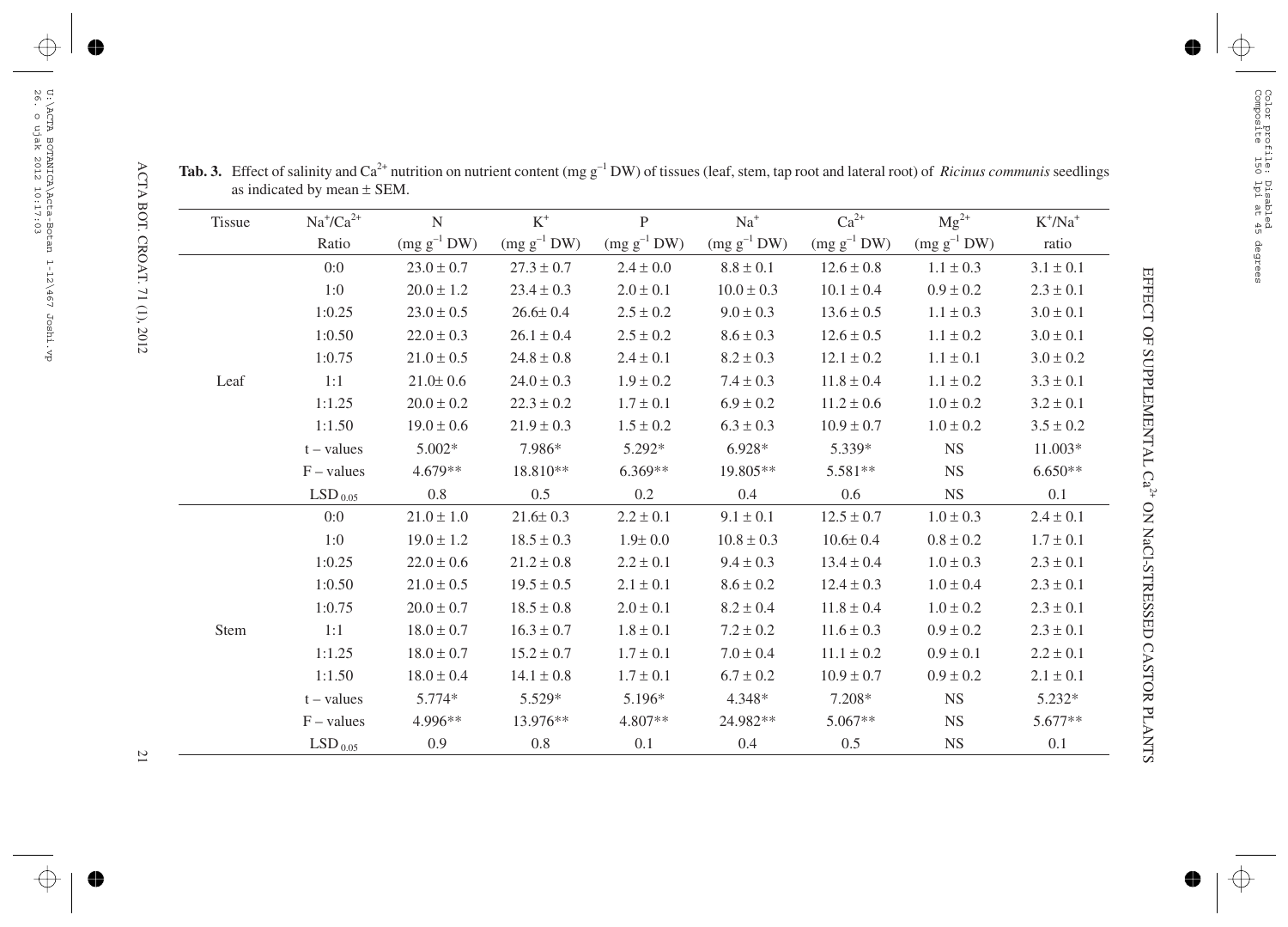**Tab. 3.** Effect of salinity and $Ca^{2+}$ nutrition on nutrient content (mg $g^{-1}$ DW) of tissues (leaf, stem, tap root and lateral root) of *Ricinus communis* seedlings as indicated by mean ± SEM.

| Tissue | $Na^+/Ca^{2+}$ Ratio | N (mg $g^{-1}$ DW) | $K^+$ (mg $g^{-1}$ DW) | P (mg $g^{-1}$ DW) | $Na^+$ (mg $g^{-1}$ DW) | $Ca^{2+}$ (mg $g^{-1}$ DW) | $Mg^{2+}$ (mg $g^{-1}$ DW) | $K^+/Na^+$ ratio |
|---|---|---|---|---|---|---|---|---|
| Leaf | 0:0 | 23.0 ± 0.7 | 27.3 ± 0.7 | 2.4 ± 0.0 | 8.8 ± 0.1 | 12.6 ± 0.8 | 1.1 ± 0.3 | 3.1 ± 0.1 |
| | 1:0 | 20.0 ± 1.2 | 23.4 ± 0.3 | 2.0 ± 0.1 | 10.0 ± 0.3 | 10.1 ± 0.4 | 0.9 ± 0.2 | 2.3 ± 0.1 |
| | 1:0.25 | 23.0 ± 0.5 | 26.6± 0.4 | 2.5 ± 0.2 | 9.0 ± 0.3 | 13.6 ± 0.5 | 1.1 ± 0.3 | 3.0 ± 0.1 |
| | 1:0.50 | 22.0 ± 0.3 | 26.1 ± 0.4 | 2.5 ± 0.2 | 8.6 ± 0.3 | 12.6 ± 0.5 | 1.1 ± 0.2 | 3.0 ± 0.1 |
| | 1:0.75 | 21.0 ± 0.5 | 24.8 ± 0.8 | 2.4 ± 0.1 | 8.2 ± 0.3 | 12.1 ± 0.2 | 1.1 ± 0.1 | 3.0 ± 0.2 |
| | 1:1 | 21.0± 0.6 | 24.0 ± 0.3 | 1.9 ± 0.2 | 7.4 ± 0.3 | 11.8 ± 0.4 | 1.1 ± 0.2 | 3.3 ± 0.1 |
| | 1:1.25 | 20.0 ± 0.2 | 22.3 ± 0.2 | 1.7 ± 0.1 | 6.9 ± 0.2 | 11.2 ± 0.6 | 1.0 ± 0.2 | 3.2 ± 0.1 |
| | 1:1.50 | 19.0 ± 0.6 | 21.9 ± 0.3 | 1.5 ± 0.2 | 6.3 ± 0.3 | 10.9 ± 0.7 | 1.0 ± 0.2 | 3.5 ± 0.2 |
| | t – values | 5.002* | 7.986* | 5.292* | 6.928* | 5.339* | NS | 11.003* |
| | F – values | 4.679** | 18.810** | 6.369** | 19.805** | 5.581** | NS | 6.650** |
| | $LSD_{0.05}$ | 0.8 | 0.5 | 0.2 | 0.4 | 0.6 | NS | 0.1 |
| Stem | 0:0 | 21.0 ± 1.0 | 21.6± 0.3 | 2.2 ± 0.1 | 9.1 ± 0.1 | 12.5 ± 0.7 | 1.0 ± 0.3 | 2.4 ± 0.1 |
| | 1:0 | 19.0 ± 1.2 | 18.5 ± 0.3 | 1.9± 0.0 | 10.8 ± 0.3 | 10.6± 0.4 | 0.8 ± 0.2 | 1.7 ± 0.1 |
| | 1:0.25 | 22.0 ± 0.6 | 21.2 ± 0.8 | 2.2 ± 0.1 | 9.4 ± 0.3 | 13.4 ± 0.4 | 1.0 ± 0.3 | 2.3 ± 0.1 |
| | 1:0.50 | 21.0 ± 0.5 | 19.5 ± 0.5 | 2.1 ± 0.1 | 8.6 ± 0.2 | 12.4 ± 0.3 | 1.0 ± 0.4 | 2.3 ± 0.1 |
| | 1:0.75 | 20.0 ± 0.7 | 18.5 ± 0.8 | 2.0 ± 0.1 | 8.2 ± 0.4 | 11.8 ± 0.4 | 1.0 ± 0.2 | 2.3 ± 0.1 |
| | 1:1 | 18.0 ± 0.7 | 16.3 ± 0.7 | 1.8 ± 0.1 | 7.2 ± 0.2 | 11.6 ± 0.3 | 0.9 ± 0.2 | 2.3 ± 0.1 |
| | 1:1.25 | 18.0 ± 0.7 | 15.2 ± 0.7 | 1.7 ± 0.1 | 7.0 ± 0.4 | 11.1 ± 0.2 | 0.9 ± 0.1 | 2.2 ± 0.1 |
| | 1:1.50 | 18.0 ± 0.4 | 14.1 ± 0.8 | 1.7 ± 0.1 | 6.7 ± 0.2 | 10.9 ± 0.7 | 0.9 ± 0.2 | 2.1 ± 0.1 |
| | t – values | 5.774* | 5.529* | 5.196* | 4.348* | 7.208* | NS | 5.232* |
| | F – values | 4.996** | 13.976** | 4.807** | 24.982** | 5.067** | NS | 5.677** |
| | $LSD_{0.05}$ | 0.9 | 0.8 | 0.1 | 0.4 | 0.5 | NS | 0.1 |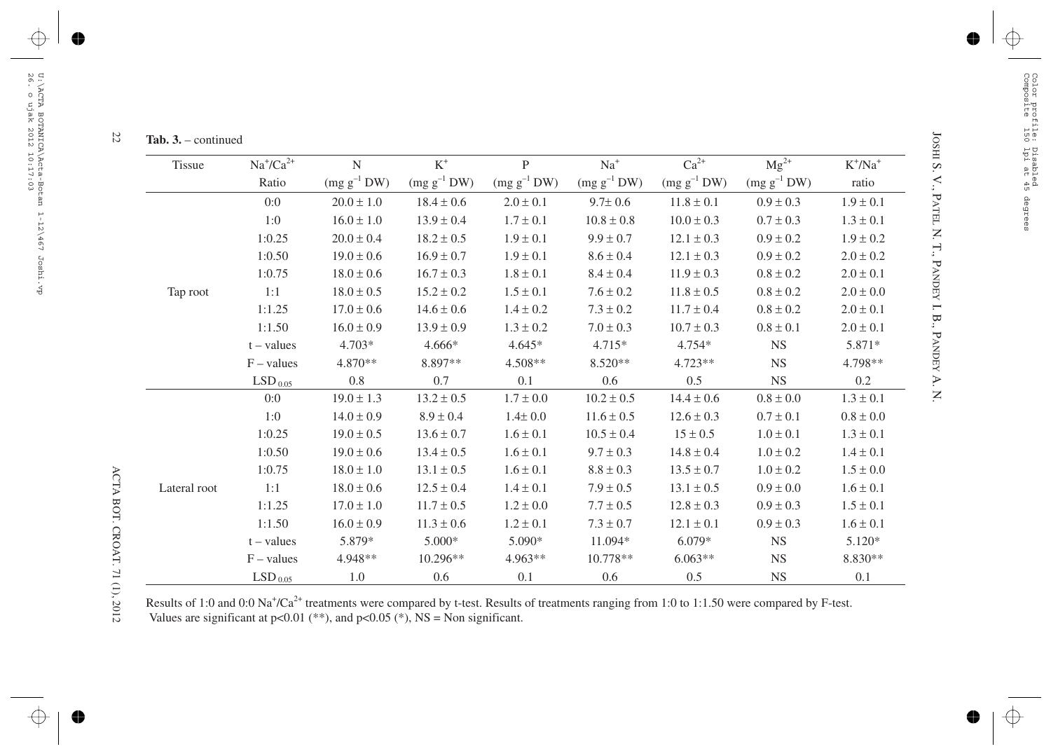**Tab. 3.** – continued

| Tissue | $Na^+/Ca^{2+}$ Ratio | N (mg $g^{-1}$ DW) | $K^+$ (mg $g^{-1}$ DW) | P (mg $g^{-1}$ DW) | $Na^+$ (mg $g^{-1}$ DW) | $Ca^{2+}$ (mg $g^{-1}$ DW) | $Mg^{2+}$ (mg $g^{-1}$ DW) | $K^+/Na^+$ ratio |
|---|---|---|---|---|---|---|---|---|
| Tap root | 0:0 | 20.0 ± 1.0 | 18.4 ± 0.6 | 2.0 ± 0.1 | 9.7± 0.6 | 11.8 ± 0.1 | 0.9 ± 0.3 | 1.9 ± 0.1 |
| | 1:0 | 16.0 ± 1.0 | 13.9 ± 0.4 | 1.7 ± 0.1 | 10.8 ± 0.8 | 10.0 ± 0.3 | 0.7 ± 0.3 | 1.3 ± 0.1 |
| | 1:0.25 | 20.0 ± 0.4 | 18.2 ± 0.5 | 1.9 ± 0.1 | 9.9 ± 0.7 | 12.1 ± 0.3 | 0.9 ± 0.2 | 1.9 ± 0.2 |
| | 1:0.50 | 19.0 ± 0.6 | 16.9 ± 0.7 | 1.9 ± 0.1 | 8.6 ± 0.4 | 12.1 ± 0.3 | 0.9 ± 0.2 | 2.0 ± 0.2 |
| | 1:0.75 | 18.0 ± 0.6 | 16.7 ± 0.3 | 1.8 ± 0.1 | 8.4 ± 0.4 | 11.9 ± 0.3 | 0.8 ± 0.2 | 2.0 ± 0.1 |
| | 1:1 | 18.0 ± 0.5 | 15.2 ± 0.2 | 1.5 ± 0.1 | 7.6 ± 0.2 | 11.8 ± 0.5 | 0.8 ± 0.2 | 2.0 ± 0.0 |
| | 1:1.25 | 17.0 ± 0.6 | 14.6 ± 0.6 | 1.4 ± 0.2 | 7.3 ± 0.2 | 11.7 ± 0.4 | 0.8 ± 0.2 | 2.0 ± 0.1 |
| | 1:1.50 | 16.0 ± 0.9 | 13.9 ± 0.9 | 1.3 ± 0.2 | 7.0 ± 0.3 | 10.7 ± 0.3 | 0.8 ± 0.1 | 2.0 ± 0.1 |
| | t – values | 4.703* | 4.666* | 4.645* | 4.715* | 4.754* | NS | 5.871* |
| | F – values | 4.870** | 8.897** | 4.508** | 8.520** | 4.723** | NS | 4.798** |
| | $LSD_{0.05}$ | 0.8 | 0.7 | 0.1 | 0.6 | 0.5 | NS | 0.2 |
| Lateral root | 0:0 | 19.0 ± 1.3 | 13.2 ± 0.5 | 1.7 ± 0.0 | 10.2 ± 0.5 | 14.4 ± 0.6 | 0.8 ± 0.0 | 1.3 ± 0.1 |
| | 1:0 | 14.0 ± 0.9 | 8.9 ± 0.4 | 1.4± 0.0 | 11.6 ± 0.5 | 12.6 ± 0.3 | 0.7 ± 0.1 | 0.8 ± 0.0 |
| | 1:0.25 | 19.0 ± 0.5 | 13.6 ± 0.7 | 1.6 ± 0.1 | 10.5 ± 0.4 | 15 ± 0.5 | 1.0 ± 0.1 | 1.3 ± 0.1 |
| | 1:0.50 | 19.0 ± 0.6 | 13.4 ± 0.5 | 1.6 ± 0.1 | 9.7 ± 0.3 | 14.8 ± 0.4 | 1.0 ± 0.2 | 1.4 ± 0.1 |
| | 1:0.75 | 18.0 ± 1.0 | 13.1 ± 0.5 | 1.6 ± 0.1 | 8.8 ± 0.3 | 13.5 ± 0.7 | 1.0 ± 0.2 | 1.5 ± 0.0 |
| | 1:1 | 18.0 ± 0.6 | 12.5 ± 0.4 | 1.4 ± 0.1 | 7.9 ± 0.5 | 13.1 ± 0.5 | 0.9 ± 0.0 | 1.6 ± 0.1 |
| | 1:1.25 | 17.0 ± 1.0 | 11.7 ± 0.5 | 1.2 ± 0.0 | 7.7 ± 0.5 | 12.8 ± 0.3 | 0.9 ± 0.3 | 1.5 ± 0.1 |
| | 1:1.50 | 16.0 ± 0.9 | 11.3 ± 0.6 | 1.2 ± 0.1 | 7.3 ± 0.7 | 12.1 ± 0.1 | 0.9 ± 0.3 | 1.6 ± 0.1 |
| | t – values | 5.879* | 5.000* | 5.090* | 11.094* | 6.079* | NS | 5.120* |
| | F – values | 4.948** | 10.296** | 4.963** | 10.778** | 6.063** | NS | 8.830** |
| | $LSD_{0.05}$ | 1.0 | 0.6 | 0.1 | 0.6 | 0.5 | NS | 0.1 |

Results of 1:0 and 0:0 $Na^+/Ca^{2+}$ treatments were compared by t-test. Results of treatments ranging from 1:0 to 1:1.50 were compared by F-test.
Values are significant at $p<0.01$ (**), and $p<0.05$ (*), NS = Non significant.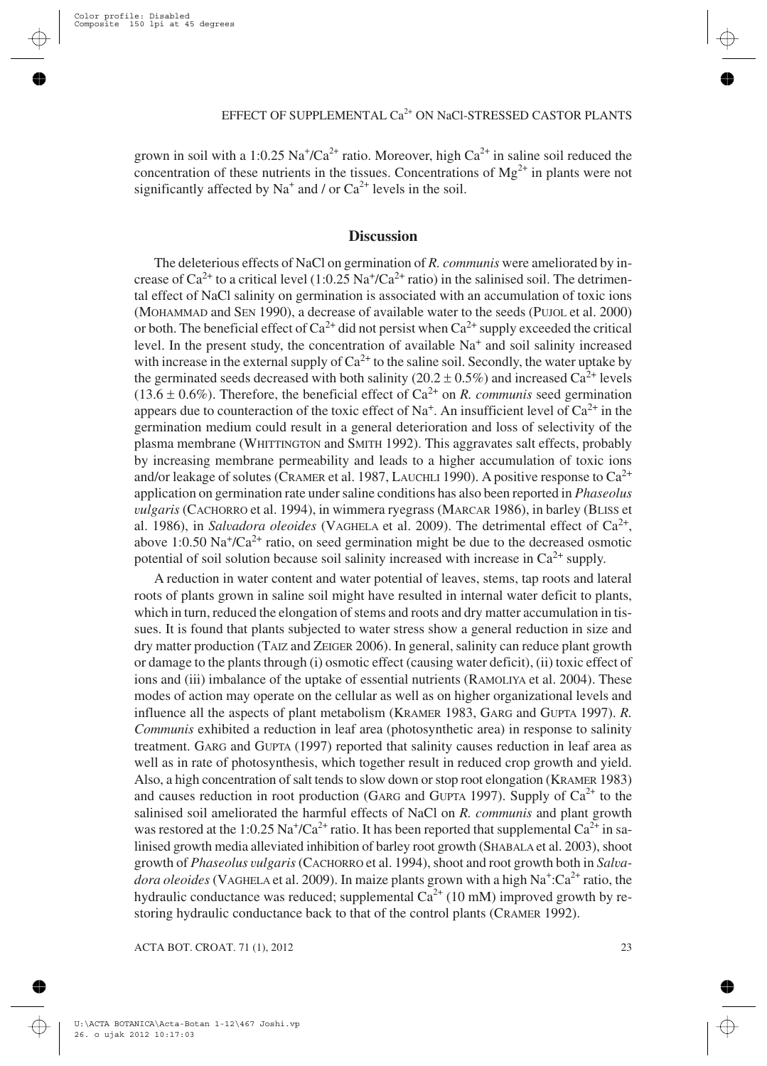grown in soil with a 1:0.25 $Na^+/Ca^{2+}$ ratio. Moreover, high $Ca^{2+}$ in saline soil reduced the concentration of these nutrients in the tissues. Concentrations of $Mg^{2+}$ in plants were not significantly affected by $Na^+$ and / or $Ca^{2+}$ levels in the soil.

## Discussion

The deleterious effects of NaCl on germination of *R. communis* were ameliorated by increase of $Ca^{2+}$ to a critical level (1:0.25 $Na^+/Ca^{2+}$ ratio) in the salinised soil. The detrimental effect of NaCl salinity on germination is associated with an accumulation of toxic ions (MOHAMMAD and SEN 1990), a decrease of available water to the seeds (PUJOL et al. 2000) or both. The beneficial effect of $Ca^{2+}$ did not persist when $Ca^{2+}$ supply exceeded the critical level. In the present study, the concentration of available $Na^+$ and soil salinity increased with increase in the external supply of $Ca^{2+}$ to the saline soil. Secondly, the water uptake by the germinated seeds decreased with both salinity (20.2 ± 0.5%) and increased $Ca^{2+}$ levels (13.6 ± 0.6%). Therefore, the beneficial effect of $Ca^{2+}$ on *R. communis* seed germination appears due to counteraction of the toxic effect of $Na^+$. An insufficient level of $Ca^{2+}$ in the germination medium could result in a general deterioration and loss of selectivity of the plasma membrane (WHITTINGTON and SMITH 1992). This aggravates salt effects, probably by increasing membrane permeability and leads to a higher accumulation of toxic ions and/or leakage of solutes (CRAMER et al. 1987, LAUCHLI 1990). A positive response to $Ca^{2+}$ application on germination rate under saline conditions has also been reported in *Phaseolus vulgaris* (CACHORRO et al. 1994), in wimmera ryegrass (MARCAR 1986), in barley (BLISS et al. 1986), in *Salvadora oleoides* (VAGHELA et al. 2009). The detrimental effect of $Ca^{2+}$, above 1:0.50 $Na^+/Ca^{2+}$ ratio, on seed germination might be due to the decreased osmotic potential of soil solution because soil salinity increased with increase in $Ca^{2+}$ supply.

A reduction in water content and water potential of leaves, stems, tap roots and lateral roots of plants grown in saline soil might have resulted in internal water deficit to plants, which in turn, reduced the elongation of stems and roots and dry matter accumulation in tissues. It is found that plants subjected to water stress show a general reduction in size and dry matter production (TAIZ and ZEIGER 2006). In general, salinity can reduce plant growth or damage to the plants through (i) osmotic effect (causing water deficit), (ii) toxic effect of ions and (iii) imbalance of the uptake of essential nutrients (RAMOLIYA et al. 2004). These modes of action may operate on the cellular as well as on higher organizational levels and influence all the aspects of plant metabolism (KRAMER 1983, GARG and GUPTA 1997). *R. Communis* exhibited a reduction in leaf area (photosynthetic area) in response to salinity treatment. GARG and GUPTA (1997) reported that salinity causes reduction in leaf area as well as in rate of photosynthesis, which together result in reduced crop growth and yield. Also, a high concentration of salt tends to slow down or stop root elongation (KRAMER 1983) and causes reduction in root production (GARG and GUPTA 1997). Supply of $Ca^{2+}$ to the salinised soil ameliorated the harmful effects of NaCl on *R. communis* and plant growth was restored at the 1:0.25 $Na^+/Ca^{2+}$ ratio. It has been reported that supplemental $Ca^{2+}$ in salinised growth media alleviated inhibition of barley root growth (SHABALA et al. 2003), shoot growth of *Phaseolus vulgaris* (CACHORRO et al. 1994), shoot and root growth both in *Salvadora oleoides* (VAGHELA et al. 2009). In maize plants grown with a high $Na^+:Ca^{2+}$ ratio, the hydraulic conductance was reduced; supplemental $Ca^{2+}$ (10 mM) improved growth by restoring hydraulic conductance back to that of the control plants (CRAMER 1992).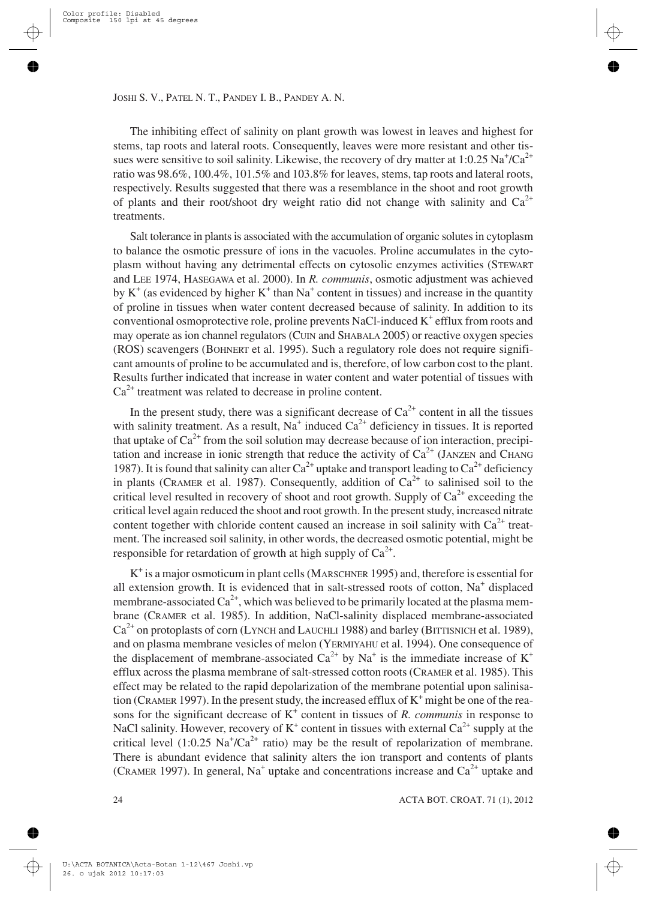The inhibiting effect of salinity on plant growth was lowest in leaves and highest for stems, tap roots and lateral roots. Consequently, leaves were more resistant and other tissues were sensitive to soil salinity. Likewise, the recovery of dry matter at 1:0.25 $Na^+/Ca^{2+}$ ratio was 98.6%, 100.4%, 101.5% and 103.8% for leaves, stems, tap roots and lateral roots, respectively. Results suggested that there was a resemblance in the shoot and root growth of plants and their root/shoot dry weight ratio did not change with salinity and $Ca^{2+}$ treatments.

Salt tolerance in plants is associated with the accumulation of organic solutes in cytoplasm to balance the osmotic pressure of ions in the vacuoles. Proline accumulates in the cytoplasm without having any detrimental effects on cytosolic enzymes activities (STEWART and LEE 1974, HASEGAWA et al. 2000). In *R. communis*, osmotic adjustment was achieved by $K^+$ (as evidenced by higher $K^+$ than $Na^+$ content in tissues) and increase in the quantity of proline in tissues when water content decreased because of salinity. In addition to its conventional osmoprotective role, proline prevents NaCl-induced $K^+$ efflux from roots and may operate as ion channel regulators (CUIN and SHABALA 2005) or reactive oxygen species (ROS) scavengers (BOHNERT et al. 1995). Such a regulatory role does not require significant amounts of proline to be accumulated and is, therefore, of low carbon cost to the plant. Results further indicated that increase in water content and water potential of tissues with $Ca^{2+}$ treatment was related to decrease in proline content.

In the present study, there was a significant decrease of $Ca^{2+}$ content in all the tissues with salinity treatment. As a result, $Na^+$ induced $Ca^{2+}$ deficiency in tissues. It is reported that uptake of $Ca^{2+}$ from the soil solution may decrease because of ion interaction, precipitation and increase in ionic strength that reduce the activity of $Ca^{2+}$ (JANZEN and CHANG 1987). It is found that salinity can alter $Ca^{2+}$ uptake and transport leading to $Ca^{2+}$ deficiency in plants (CRAMER et al. 1987). Consequently, addition of $Ca^{2+}$ to salinised soil to the critical level resulted in recovery of shoot and root growth. Supply of $Ca^{2+}$ exceeding the critical level again reduced the shoot and root growth. In the present study, increased nitrate content together with chloride content caused an increase in soil salinity with $Ca^{2+}$ treatment. The increased soil salinity, in other words, the decreased osmotic potential, might be responsible for retardation of growth at high supply of $Ca^{2+}$.

$K^+$ is a major osmoticum in plant cells (MARSCHNER 1995) and, therefore is essential for all extension growth. It is evidenced that in salt-stressed roots of cotton, $Na^+$ displaced membrane-associated $Ca^{2+}$, which was believed to be primarily located at the plasma membrane (CRAMER et al. 1985). In addition, NaCl-salinity displaced membrane-associated $Ca^{2+}$ on protoplasts of corn (LYNCH and LAUCHLI 1988) and barley (BITTISNICH et al. 1989), and on plasma membrane vesicles of melon (YERMIYAHU et al. 1994). One consequence of the displacement of membrane-associated $Ca^{2+}$ by $Na^+$ is the immediate increase of $K^+$ efflux across the plasma membrane of salt-stressed cotton roots (CRAMER et al. 1985). This effect may be related to the rapid depolarization of the membrane potential upon salinisation (CRAMER 1997). In the present study, the increased efflux of $K^+$ might be one of the reasons for the significant decrease of $K^+$ content in tissues of *R. communis* in response to NaCl salinity. However, recovery of $K^+$ content in tissues with external $Ca^{2+}$ supply at the critical level (1:0.25 $Na^+/Ca^{2+}$ ratio) may be the result of repolarization of membrane. There is abundant evidence that salinity alters the ion transport and contents of plants (CRAMER 1997). In general, $Na^+$ uptake and concentrations increase and $Ca^{2+}$ uptake and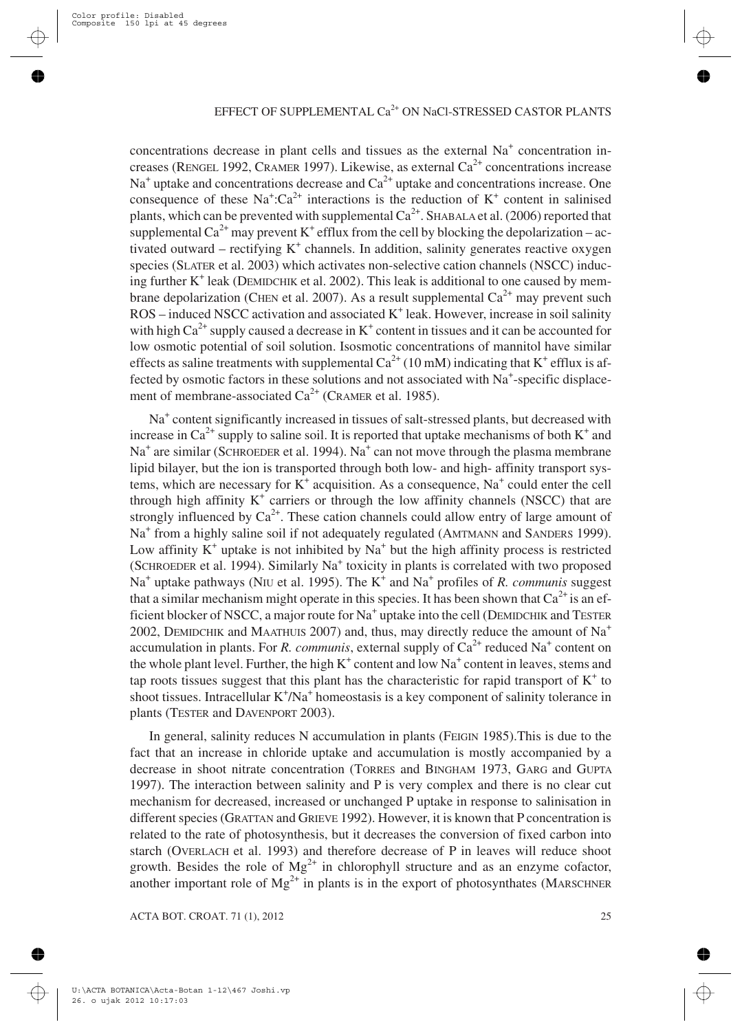concentrations decrease in plant cells and tissues as the external $Na^+$ concentration increases (RENGEL 1992, CRAMER 1997). Likewise, as external $Ca^{2+}$ concentrations increase $Na^+$ uptake and concentrations decrease and $Ca^{2+}$ uptake and concentrations increase. One consequence of these $Na^+$:$Ca^{2+}$ interactions is the reduction of $K^+$ content in salinised plants, which can be prevented with supplemental $Ca^{2+}$. SHABALA et al. (2006) reported that supplemental $Ca^{2+}$ may prevent $K^+$ efflux from the cell by blocking the depolarization – activated outward – rectifying $K^+$ channels. In addition, salinity generates reactive oxygen species (SLATER et al. 2003) which activates non-selective cation channels (NSCC) inducing further $K^+$ leak (DEMIDCHIK et al. 2002). This leak is additional to one caused by membrane depolarization (CHEN et al. 2007). As a result supplemental $Ca^{2+}$ may prevent such ROS – induced NSCC activation and associated $K^+$ leak. However, increase in soil salinity with high $Ca^{2+}$ supply caused a decrease in $K^+$ content in tissues and it can be accounted for low osmotic potential of soil solution. Isosmotic concentrations of mannitol have similar effects as saline treatments with supplemental $Ca^{2+}$ (10 mM) indicating that $K^+$ efflux is affected by osmotic factors in these solutions and not associated with $Na^+$-specific displacement of membrane-associated $Ca^{2+}$ (CRAMER et al. 1985).

$Na^+$ content significantly increased in tissues of salt-stressed plants, but decreased with increase in $Ca^{2+}$ supply to saline soil. It is reported that uptake mechanisms of both $K^+$ and $Na^+$ are similar (SCHROEDER et al. 1994). $Na^+$ can not move through the plasma membrane lipid bilayer, but the ion is transported through both low- and high- affinity transport systems, which are necessary for $K^+$ acquisition. As a consequence, $Na^+$ could enter the cell through high affinity $K^+$ carriers or through the low affinity channels (NSCC) that are strongly influenced by $Ca^{2+}$. These cation channels could allow entry of large amount of $Na^+$ from a highly saline soil if not adequately regulated (AMTMANN and SANDERS 1999). Low affinity $K^+$ uptake is not inhibited by $Na^+$ but the high affinity process is restricted (SCHROEDER et al. 1994). Similarly $Na^+$ toxicity in plants is correlated with two proposed $Na^+$ uptake pathways (NIU et al. 1995). The $K^+$ and $Na^+$ profiles of *R. communis* suggest that a similar mechanism might operate in this species. It has been shown that $Ca^{2+}$ is an efficient blocker of NSCC, a major route for $Na^+$ uptake into the cell (DEMIDCHIK and TESTER 2002, DEMIDCHIK and MAATHUIS 2007) and, thus, may directly reduce the amount of $Na^+$ accumulation in plants. For *R. communis*, external supply of $Ca^{2+}$ reduced $Na^+$ content on the whole plant level. Further, the high $K^+$ content and low $Na^+$ content in leaves, stems and tap roots tissues suggest that this plant has the characteristic for rapid transport of $K^+$ to shoot tissues. Intracellular $K^+/Na^+$ homeostasis is a key component of salinity tolerance in plants (TESTER and DAVENPORT 2003).

In general, salinity reduces N accumulation in plants (FEIGIN 1985).This is due to the fact that an increase in chloride uptake and accumulation is mostly accompanied by a decrease in shoot nitrate concentration (TORRES and BINGHAM 1973, GARG and GUPTA 1997). The interaction between salinity and P is very complex and there is no clear cut mechanism for decreased, increased or unchanged P uptake in response to salinisation in different species (GRATTAN and GRIEVE 1992). However, it is known that P concentration is related to the rate of photosynthesis, but it decreases the conversion of fixed carbon into starch (OVERLACH et al. 1993) and therefore decrease of P in leaves will reduce shoot growth. Besides the role of $Mg^{2+}$ in chlorophyll structure and as an enzyme cofactor, another important role of $Mg^{2+}$ in plants is in the export of photosynthates (MARSCHNER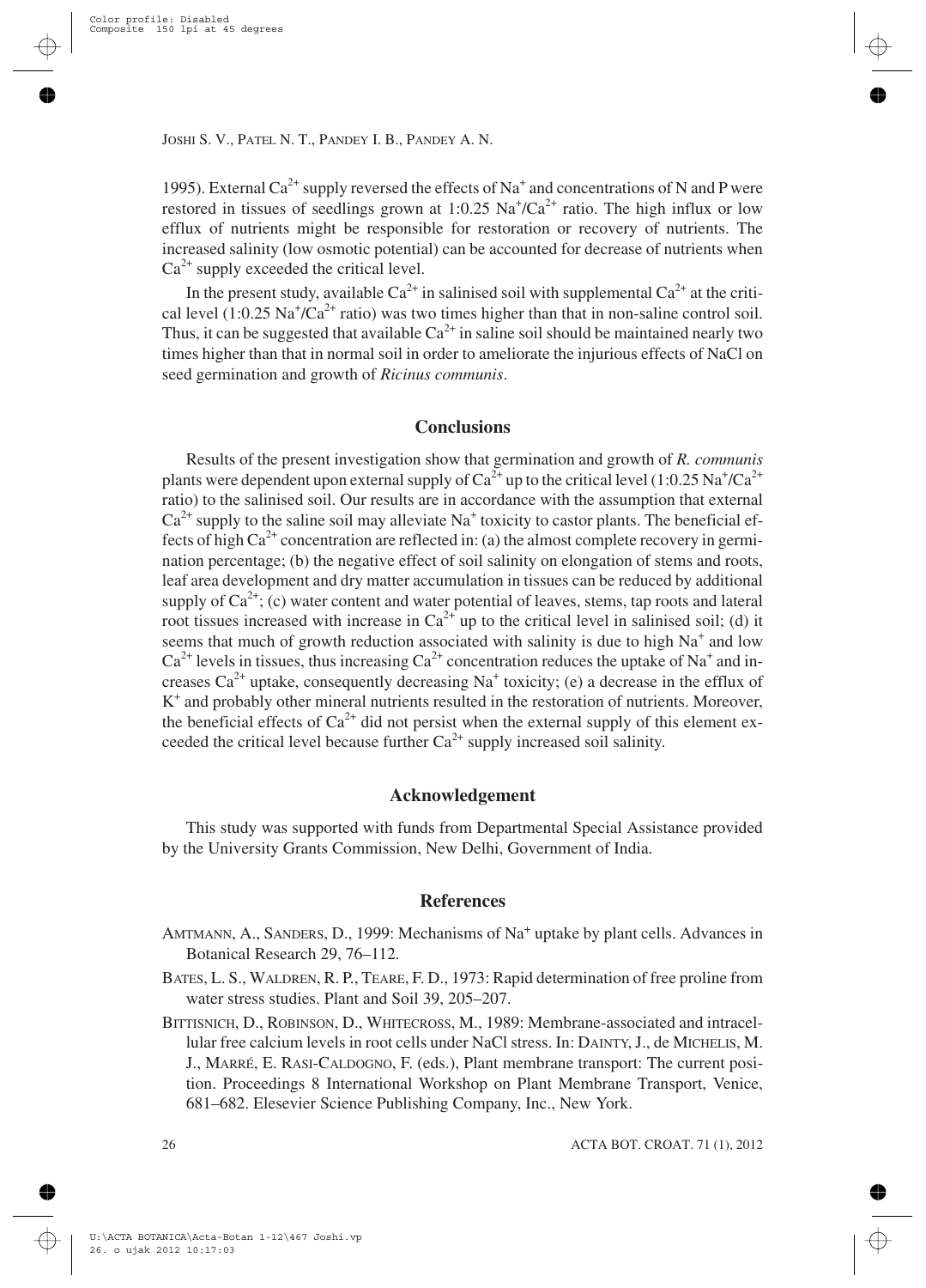1995). External $Ca^{2+}$ supply reversed the effects of $Na^+$ and concentrations of N and P were restored in tissues of seedlings grown at 1:0.25 $Na^+/Ca^{2+}$ ratio. The high influx or low efflux of nutrients might be responsible for restoration or recovery of nutrients. The increased salinity (low osmotic potential) can be accounted for decrease of nutrients when $Ca^{2+}$ supply exceeded the critical level.

In the present study, available $Ca^{2+}$ in salinised soil with supplemental $Ca^{2+}$ at the critical level (1:0.25 $Na^+/Ca^{2+}$ ratio) was two times higher than that in non-saline control soil. Thus, it can be suggested that available $Ca^{2+}$ in saline soil should be maintained nearly two times higher than that in normal soil in order to ameliorate the injurious effects of NaCl on seed germination and growth of *Ricinus communis*.

## Conclusions

Results of the present investigation show that germination and growth of *R. communis* plants were dependent upon external supply of $Ca^{2+}$ up to the critical level (1:0.25 $Na^+/Ca^{2+}$ ratio) to the salinised soil. Our results are in accordance with the assumption that external $Ca^{2+}$ supply to the saline soil may alleviate $Na^+$ toxicity to castor plants. The beneficial effects of high $Ca^{2+}$ concentration are reflected in: (a) the almost complete recovery in germination percentage; (b) the negative effect of soil salinity on elongation of stems and roots, leaf area development and dry matter accumulation in tissues can be reduced by additional supply of $Ca^{2+}$; (c) water content and water potential of leaves, stems, tap roots and lateral root tissues increased with increase in $Ca^{2+}$ up to the critical level in salinised soil; (d) it seems that much of growth reduction associated with salinity is due to high $Na^+$ and low $Ca^{2+}$ levels in tissues, thus increasing $Ca^{2+}$ concentration reduces the uptake of $Na^+$ and increases $Ca^{2+}$ uptake, consequently decreasing $Na^+$ toxicity; (e) a decrease in the efflux of $K^+$ and probably other mineral nutrients resulted in the restoration of nutrients. Moreover, the beneficial effects of $Ca^{2+}$ did not persist when the external supply of this element exceeded the critical level because further $Ca^{2+}$ supply increased soil salinity.

## Acknowledgement

This study was supported with funds from Departmental Special Assistance provided by the University Grants Commission, New Delhi, Government of India.

## References

AMTMANN, A., SANDERS, D., 1999: Mechanisms of $Na^+$ uptake by plant cells. Advances in Botanical Research 29, 76–112.

BATES, L. S., WALDREN, R. P., TEARE, F. D., 1973: Rapid determination of free proline from water stress studies. Plant and Soil 39, 205–207.

BITTISNICH, D., ROBINSON, D., WHITECROSS, M., 1989: Membrane-associated and intracellular free calcium levels in root cells under NaCl stress. In: DAINTY, J., de MICHELIS, M. J., MARRÉ, E. RASI-CALDOGNO, F. (eds.), Plant membrane transport: The current position. Proceedings 8 International Workshop on Plant Membrane Transport, Venice, 681–682. Elesevier Science Publishing Company, Inc., New York.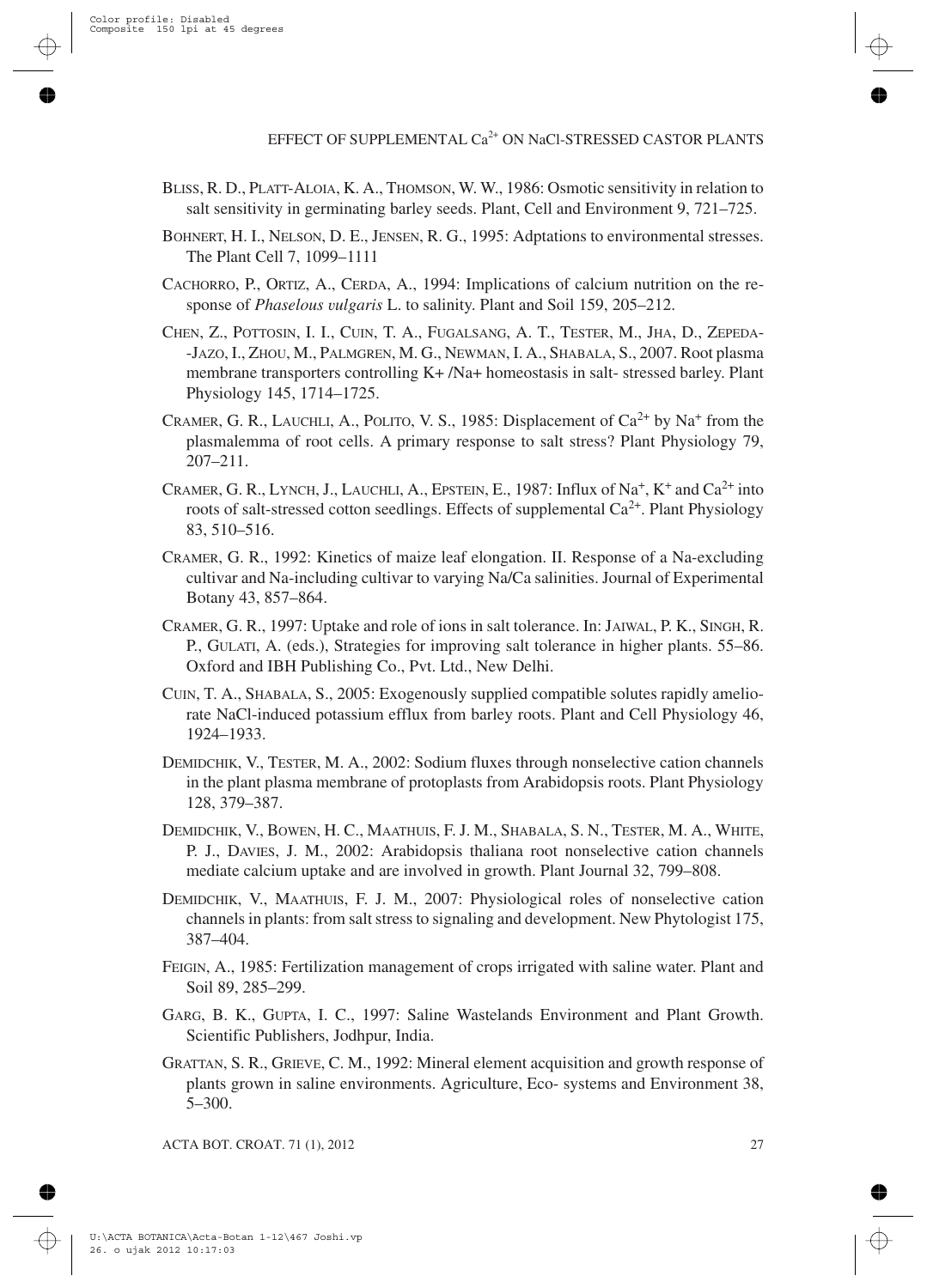BLISS, R. D., PLATT-ALOIA, K. A., THOMSON, W. W., 1986: Osmotic sensitivity in relation to salt sensitivity in germinating barley seeds. Plant, Cell and Environment 9, 721–725.

BOHNERT, H. I., NELSON, D. E., JENSEN, R. G., 1995: Adptations to environmental stresses. The Plant Cell 7, 1099–1111

CACHORRO, P., ORTIZ, A., CERDA, A., 1994: Implications of calcium nutrition on the response of *Phaselous vulgaris* L. to salinity. Plant and Soil 159, 205–212.

CHEN, Z., POTTOSIN, I. I., CUIN, T. A., FUGALSANG, A. T., TESTER, M., JHA, D., ZEPEDA-JAZO, I., ZHOU, M., PALMGREN, M. G., NEWMAN, I. A., SHABALA, S., 2007. Root plasma membrane transporters controlling K+ /Na+ homeostasis in salt- stressed barley. Plant Physiology 145, 1714–1725.

CRAMER, G. R., LAUCHLI, A., POLITO, V. S., 1985: Displacement of $Ca^{2+}$ by $Na^{+}$ from the plasmalemma of root cells. A primary response to salt stress? Plant Physiology 79, 207–211.

CRAMER, G. R., LYNCH, J., LAUCHLI, A., EPSTEIN, E., 1987: Influx of $Na^{+}$, $K^{+}$ and $Ca^{2+}$ into roots of salt-stressed cotton seedlings. Effects of supplemental $Ca^{2+}$. Plant Physiology 83, 510–516.

CRAMER, G. R., 1992: Kinetics of maize leaf elongation. II. Response of a Na-excluding cultivar and Na-including cultivar to varying Na/Ca salinities. Journal of Experimental Botany 43, 857–864.

CRAMER, G. R., 1997: Uptake and role of ions in salt tolerance. In: JAIWAL, P. K., SINGH, R. P., GULATI, A. (eds.), Strategies for improving salt tolerance in higher plants. 55–86. Oxford and IBH Publishing Co., Pvt. Ltd., New Delhi.

CUIN, T. A., SHABALA, S., 2005: Exogenously supplied compatible solutes rapidly ameliorate NaCl-induced potassium efflux from barley roots. Plant and Cell Physiology 46, 1924–1933.

DEMIDCHIK, V., TESTER, M. A., 2002: Sodium fluxes through nonselective cation channels in the plant plasma membrane of protoplasts from Arabidopsis roots. Plant Physiology 128, 379–387.

DEMIDCHIK, V., BOWEN, H. C., MAATHUIS, F. J. M., SHABALA, S. N., TESTER, M. A., WHITE, P. J., DAVIES, J. M., 2002: Arabidopsis thaliana root nonselective cation channels mediate calcium uptake and are involved in growth. Plant Journal 32, 799–808.

DEMIDCHIK, V., MAATHUIS, F. J. M., 2007: Physiological roles of nonselective cation channels in plants: from salt stress to signaling and development. New Phytologist 175, 387–404.

FEIGIN, A., 1985: Fertilization management of crops irrigated with saline water. Plant and Soil 89, 285–299.

GARG, B. K., GUPTA, I. C., 1997: Saline Wastelands Environment and Plant Growth. Scientific Publishers, Jodhpur, India.

GRATTAN, S. R., GRIEVE, C. M., 1992: Mineral element acquisition and growth response of plants grown in saline environments. Agriculture, Eco- systems and Environment 38, 5–300.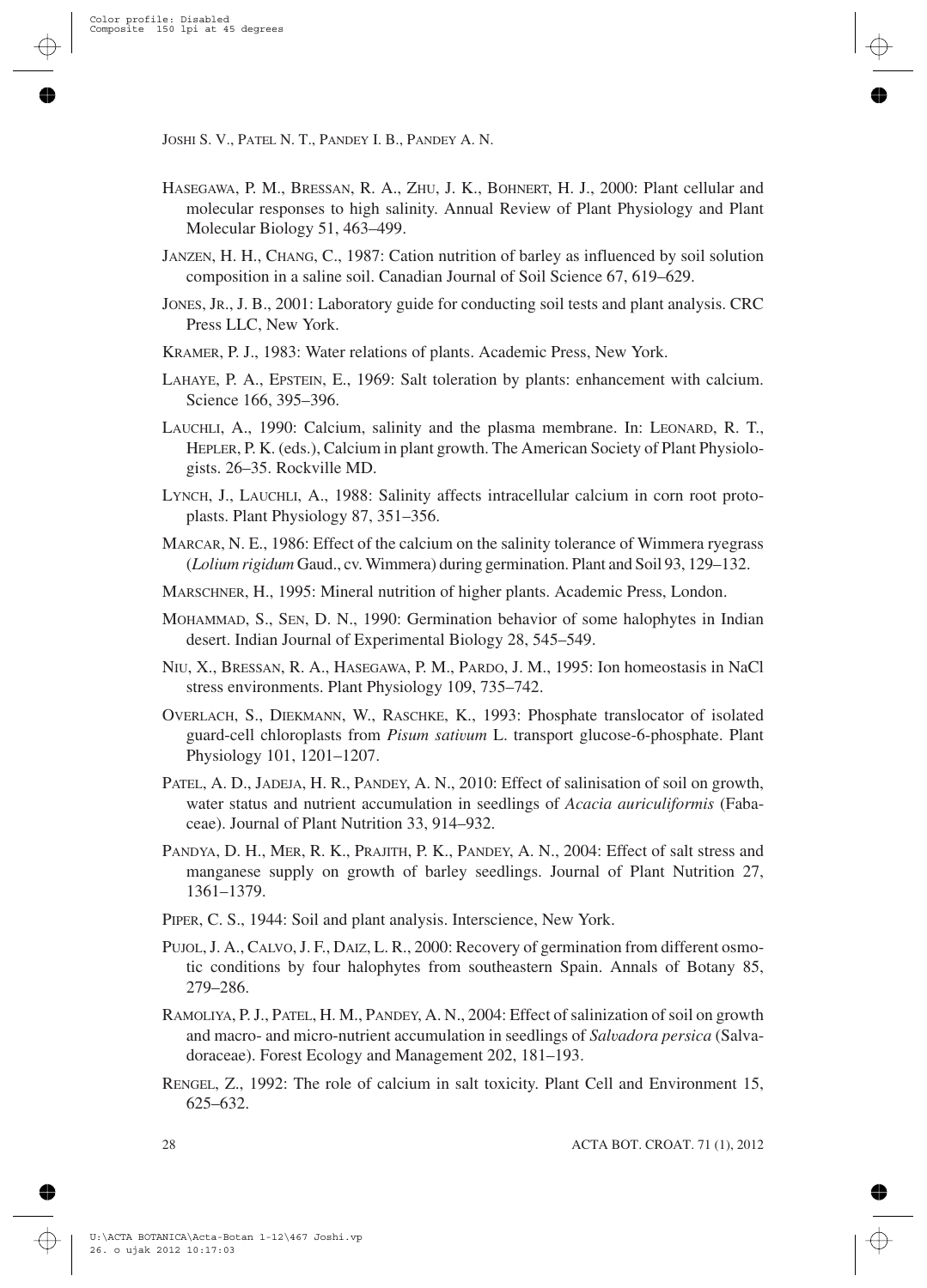Hasegawa, P. M., Bressan, R. A., Zhu, J. K., Bohnert, H. J., 2000: Plant cellular and molecular responses to high salinity. Annual Review of Plant Physiology and Plant Molecular Biology 51, 463–499.

Janzen, H. H., Chang, C., 1987: Cation nutrition of barley as influenced by soil solution composition in a saline soil. Canadian Journal of Soil Science 67, 619–629.

Jones, Jr., J. B., 2001: Laboratory guide for conducting soil tests and plant analysis. CRC Press LLC, New York.

Kramer, P. J., 1983: Water relations of plants. Academic Press, New York.

Lahaye, P. A., Epstein, E., 1969: Salt toleration by plants: enhancement with calcium. Science 166, 395–396.

Lauchli, A., 1990: Calcium, salinity and the plasma membrane. In: Leonard, R. T., Hepler, P. K. (eds.), Calcium in plant growth. The American Society of Plant Physiologists. 26–35. Rockville MD.

Lynch, J., Lauchli, A., 1988: Salinity affects intracellular calcium in corn root protoplasts. Plant Physiology 87, 351–356.

Marcar, N. E., 1986: Effect of the calcium on the salinity tolerance of Wimmera ryegrass (*Lolium rigidum* Gaud., cv. Wimmera) during germination. Plant and Soil 93, 129–132.

Marschner, H., 1995: Mineral nutrition of higher plants. Academic Press, London.

Mohammad, S., Sen, D. N., 1990: Germination behavior of some halophytes in Indian desert. Indian Journal of Experimental Biology 28, 545–549.

Niu, X., Bressan, R. A., Hasegawa, P. M., Pardo, J. M., 1995: Ion homeostasis in NaCl stress environments. Plant Physiology 109, 735–742.

Overlach, S., Diekmann, W., Raschke, K., 1993: Phosphate translocator of isolated guard-cell chloroplasts from *Pisum sativum* L. transport glucose-6-phosphate. Plant Physiology 101, 1201–1207.

Patel, A. D., Jadeja, H. R., Pandey, A. N., 2010: Effect of salinisation of soil on growth, water status and nutrient accumulation in seedlings of *Acacia auriculiformis* (Fabaceae). Journal of Plant Nutrition 33, 914–932.

Pandya, D. H., Mer, R. K., Prajith, P. K., Pandey, A. N., 2004: Effect of salt stress and manganese supply on growth of barley seedlings. Journal of Plant Nutrition 27, 1361–1379.

Piper, C. S., 1944: Soil and plant analysis. Interscience, New York.

Pujol, J. A., Calvo, J. F., Daiz, L. R., 2000: Recovery of germination from different osmotic conditions by four halophytes from southeastern Spain. Annals of Botany 85, 279–286.

Ramoliya, P. J., Patel, H. M., Pandey, A. N., 2004: Effect of salinization of soil on growth and macro- and micro-nutrient accumulation in seedlings of *Salvadora persica* (Salvadoraceae). Forest Ecology and Management 202, 181–193.

Rengel, Z., 1992: The role of calcium in salt toxicity. Plant Cell and Environment 15, 625–632.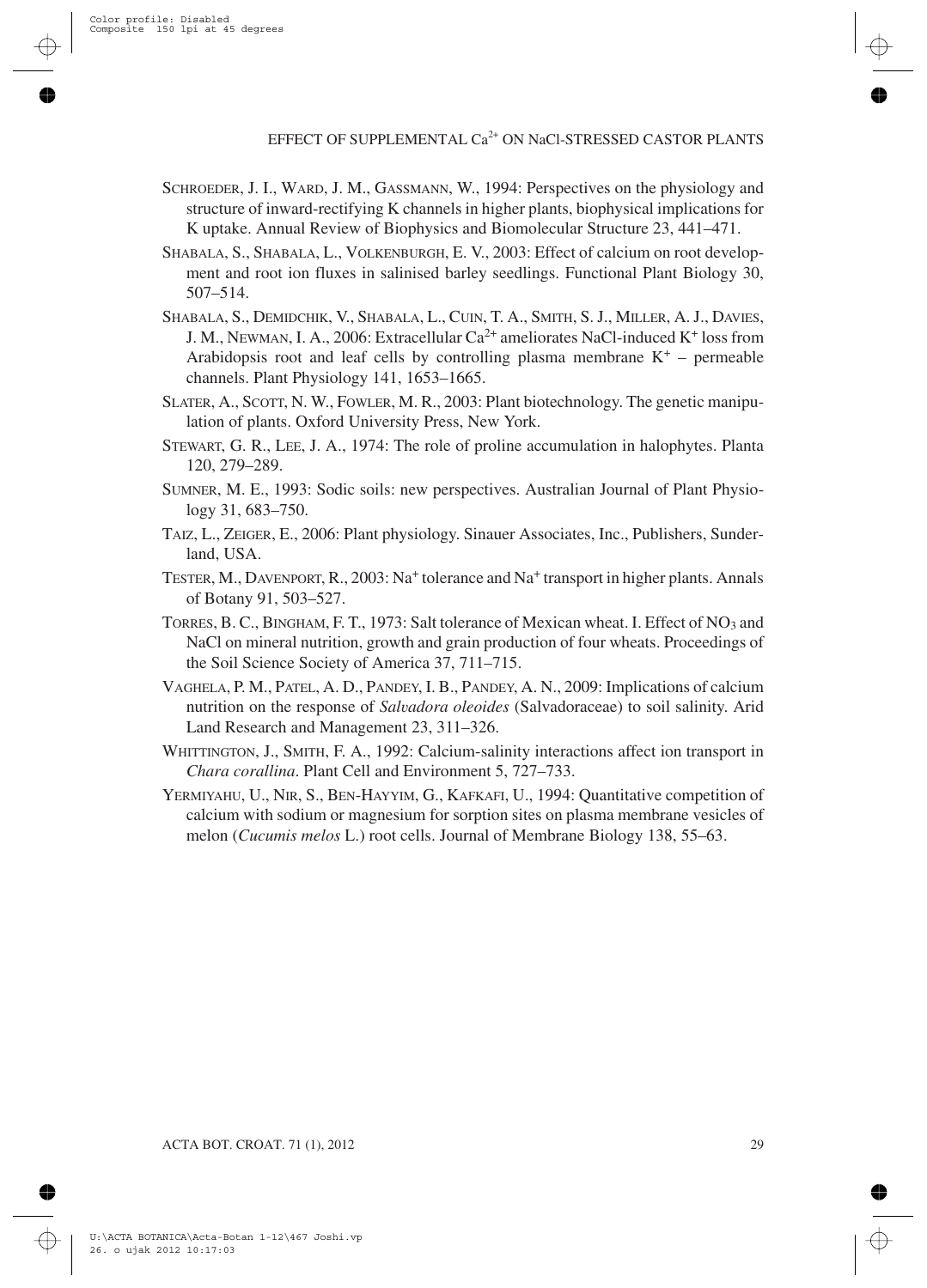SCHROEDER, J. I., WARD, J. M., GASSMANN, W., 1994: Perspectives on the physiology and structure of inward-rectifying K channels in higher plants, biophysical implications for K uptake. Annual Review of Biophysics and Biomolecular Structure 23, 441–471.

SHABALA, S., SHABALA, L., VOLKENBURGH, E. V., 2003: Effect of calcium on root development and root ion fluxes in salinised barley seedlings. Functional Plant Biology 30, 507–514.

SHABALA, S., DEMIDCHIK, V., SHABALA, L., CUIN, T. A., SMITH, S. J., MILLER, A. J., DAVIES, J. M., NEWMAN, I. A., 2006: Extracellular $Ca^{2+}$ ameliorates NaCl-induced $K^+$ loss from Arabidopsis root and leaf cells by controlling plasma membrane $K^+$ – permeable channels. Plant Physiology 141, 1653–1665.

SLATER, A., SCOTT, N. W., FOWLER, M. R., 2003: Plant biotechnology. The genetic manipulation of plants. Oxford University Press, New York.

STEWART, G. R., LEE, J. A., 1974: The role of proline accumulation in halophytes. Planta 120, 279–289.

SUMNER, M. E., 1993: Sodic soils: new perspectives. Australian Journal of Plant Physiology 31, 683–750.

TAIZ, L., ZEIGER, E., 2006: Plant physiology. Sinauer Associates, Inc., Publishers, Sunderland, USA.

TESTER, M., DAVENPORT, R., 2003: $Na^+$ tolerance and $Na^+$ transport in higher plants. Annals of Botany 91, 503–527.

TORRES, B. C., BINGHAM, F. T., 1973: Salt tolerance of Mexican wheat. I. Effect of $NO_3$ and NaCl on mineral nutrition, growth and grain production of four wheats. Proceedings of the Soil Science Society of America 37, 711–715.

VAGHELA, P. M., PATEL, A. D., PANDEY, I. B., PANDEY, A. N., 2009: Implications of calcium nutrition on the response of *Salvadora oleoides* (Salvadoraceae) to soil salinity. Arid Land Research and Management 23, 311–326.

WHITTINGTON, J., SMITH, F. A., 1992: Calcium-salinity interactions affect ion transport in *Chara corallina*. Plant Cell and Environment 5, 727–733.

YERMIYAHU, U., NIR, S., BEN-HAYYIM, G., KAFKAFI, U., 1994: Quantitative competition of calcium with sodium or magnesium for sorption sites on plasma membrane vesicles of melon (*Cucumis melos* L.) root cells. Journal of Membrane Biology 138, 55–63.